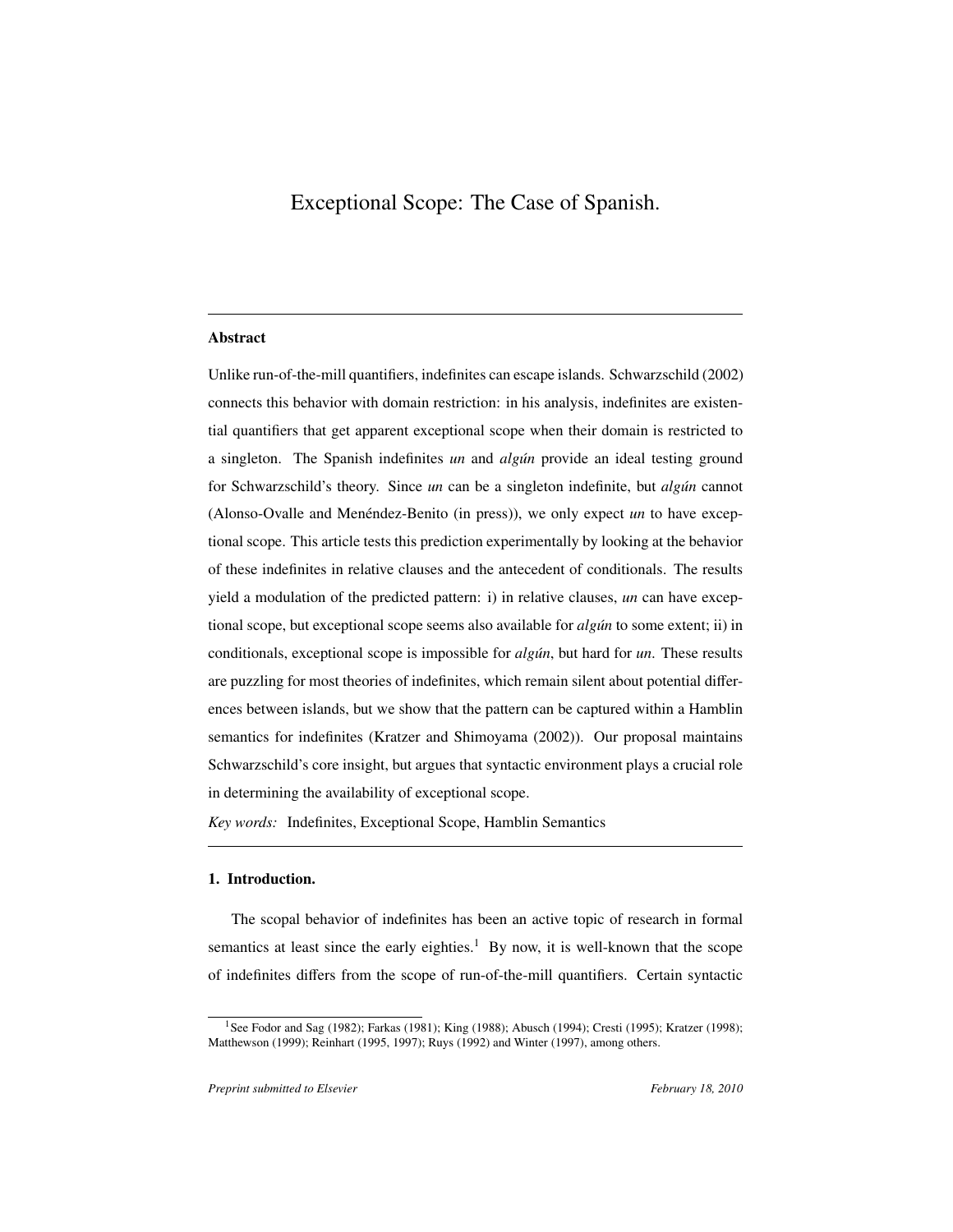# Exceptional Scope: The Case of Spanish.

---

**Abstract**

Unlike run-of-the-mill quantifiers, indefinites can escape islands. Schwarzschild (2002) connects this behavior with domain restriction: in his analysis, indefinites are existential quantifiers that get apparent exceptional scope when their domain is restricted to a singleton. The Spanish indefinites *un* and *algún* provide an ideal testing ground for Schwarzschild's theory. Since *un* can be a singleton indefinite, but *algún* cannot (Alonso-Ovalle and Menéndez-Benito (in press)), we only expect *un* to have exceptional scope. This article tests this prediction experimentally by looking at the behavior of these indefinites in relative clauses and the antecedent of conditionals. The results yield a modulation of the predicted pattern: i) in relative clauses, *un* can have exceptional scope, but exceptional scope seems also available for *algún* to some extent; ii) in conditionals, exceptional scope is impossible for *algún*, but hard for *un*. These results are puzzling for most theories of indefinites, which remain silent about potential differences between islands, but we show that the pattern can be captured within a Hamblin semantics for indefinites (Kratzer and Shimoyama (2002)). Our proposal maintains Schwarzschild's core insight, but argues that syntactic environment plays a crucial role in determining the availability of exceptional scope.

*Key words:* Indefinites, Exceptional Scope, Hamblin Semantics

---

## 1. Introduction.

The scopal behavior of indefinites has been an active topic of research in formal semantics at least since the early eighties.[1] By now, it is well-known that the scope of indefinites differs from the scope of run-of-the-mill quantifiers. Certain syntactic

[1] See Fodor and Sag (1982); Farkas (1981); King (1988); Abusch (1994); Cresti (1995); Kratzer (1998); Matthewson (1999); Reinhart (1995, 1997); Ruys (1992) and Winter (1997), among others.

*Preprint submitted to Elsevier* February 18, 2010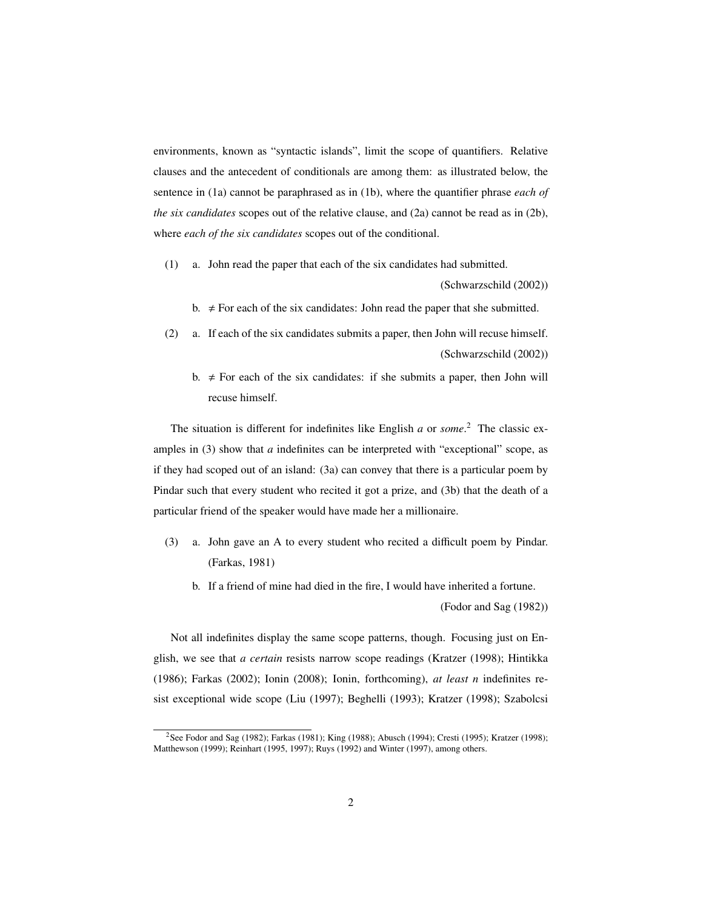environments, known as "syntactic islands", limit the scope of quantifiers. Relative clauses and the antecedent of conditionals are among them: as illustrated below, the sentence in (1a) cannot be paraphrased as in (1b), where the quantifier phrase *each of the six candidates* scopes out of the relative clause, and (2a) cannot be read as in (2b), where *each of the six candidates* scopes out of the conditional.

(1) a. John read the paper that each of the six candidates had submitted. (Schwarzschild (2002))

b. ≠ For each of the six candidates: John read the paper that she submitted.

(2) a. If each of the six candidates submits a paper, then John will recuse himself. (Schwarzschild (2002))

b. ≠ For each of the six candidates: if she submits a paper, then John will recuse himself.

The situation is different for indefinites like English *a* or *some*.[2] The classic examples in (3) show that *a* indefinites can be interpreted with "exceptional" scope, as if they had scoped out of an island: (3a) can convey that there is a particular poem by Pindar such that every student who recited it got a prize, and (3b) that the death of a particular friend of the speaker would have made her a millionaire.

(3) a. John gave an A to every student who recited a difficult poem by Pindar. (Farkas, 1981)

b. If a friend of mine had died in the fire, I would have inherited a fortune. (Fodor and Sag (1982))

Not all indefinites display the same scope patterns, though. Focusing just on English, we see that *a certain* resists narrow scope readings (Kratzer (1998); Hintikka (1986); Farkas (2002); Ionin (2008); Ionin, forthcoming), *at least n* indefinites resist exceptional wide scope (Liu (1997); Beghelli (1993); Kratzer (1998); Szabolcsi

[2] See Fodor and Sag (1982); Farkas (1981); King (1988); Abusch (1994); Cresti (1995); Kratzer (1998); Matthewson (1999); Reinhart (1995, 1997); Ruys (1992) and Winter (1997), among others.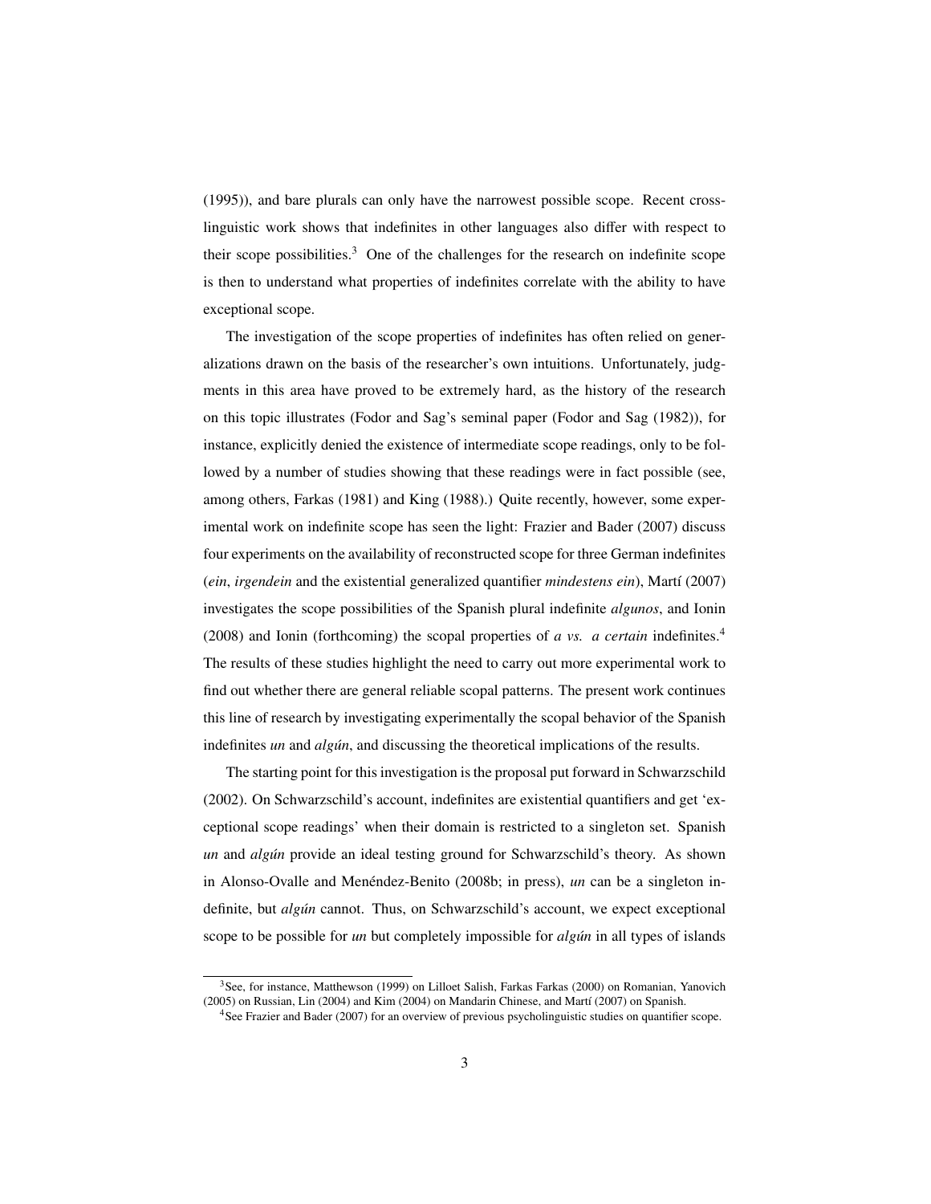(1995)), and bare plurals can only have the narrowest possible scope. Recent cross-linguistic work shows that indefinites in other languages also differ with respect to their scope possibilities.[3] One of the challenges for the research on indefinite scope is then to understand what properties of indefinites correlate with the ability to have exceptional scope.

The investigation of the scope properties of indefinites has often relied on generalizations drawn on the basis of the researcher's own intuitions. Unfortunately, judgments in this area have proved to be extremely hard, as the history of the research on this topic illustrates (Fodor and Sag's seminal paper (Fodor and Sag (1982)), for instance, explicitly denied the existence of intermediate scope readings, only to be followed by a number of studies showing that these readings were in fact possible (see, among others, Farkas (1981) and King (1988).) Quite recently, however, some experimental work on indefinite scope has seen the light: Frazier and Bader (2007) discuss four experiments on the availability of reconstructed scope for three German indefinites (*ein*, *irgendein* and the existential generalized quantifier *mindestens ein*), Martí (2007) investigates the scope possibilities of the Spanish plural indefinite *algunos*, and Ionin (2008) and Ionin (forthcoming) the scopal properties of *a vs. a certain* indefinites.[4] The results of these studies highlight the need to carry out more experimental work to find out whether there are general reliable scopal patterns. The present work continues this line of research by investigating experimentally the scopal behavior of the Spanish indefinites *un* and *algún*, and discussing the theoretical implications of the results.

The starting point for this investigation is the proposal put forward in Schwarzschild (2002). On Schwarzschild's account, indefinites are existential quantifiers and get 'exceptional scope readings' when their domain is restricted to a singleton set. Spanish *un* and *algún* provide an ideal testing ground for Schwarzschild's theory. As shown in Alonso-Ovalle and Menéndez-Benito (2008b; in press), *un* can be a singleton indefinite, but *algún* cannot. Thus, on Schwarzschild's account, we expect exceptional scope to be possible for *un* but completely impossible for *algún* in all types of islands

[3] See, for instance, Matthewson (1999) on Lilloet Salish, Farkas Farkas (2000) on Romanian, Yanovich (2005) on Russian, Lin (2004) and Kim (2004) on Mandarin Chinese, and Martí (2007) on Spanish.

[4] See Frazier and Bader (2007) for an overview of previous psycholinguistic studies on quantifier scope.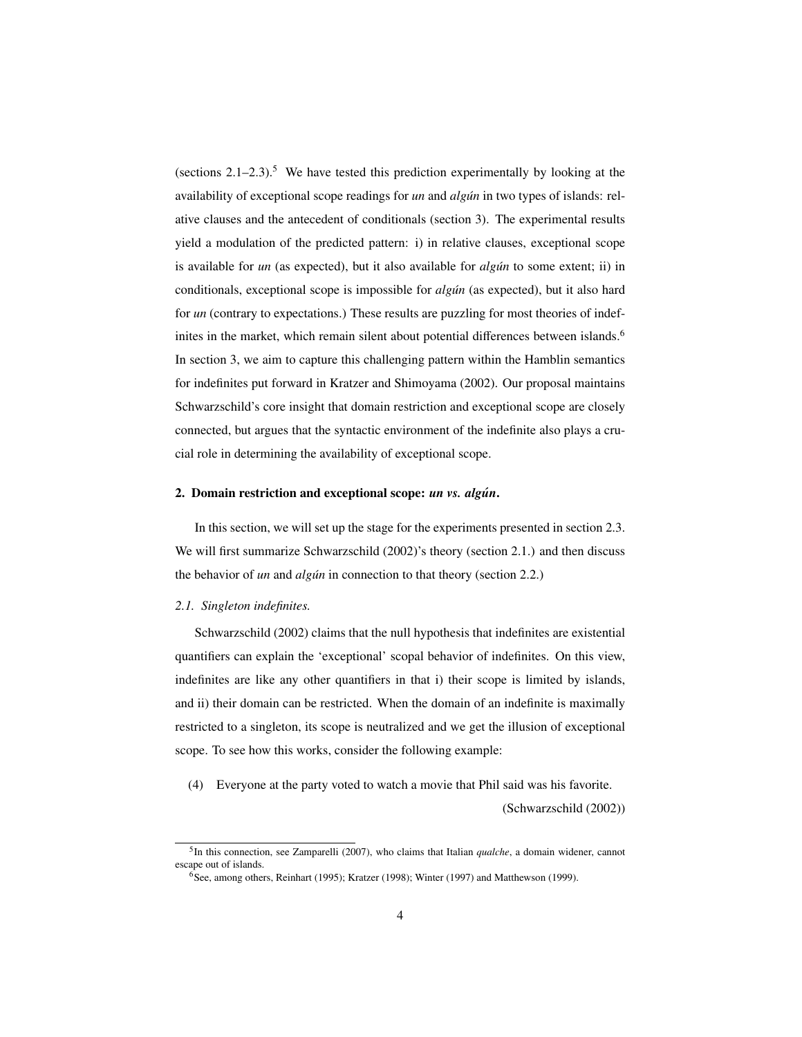(sections 2.1–2.3).[5] We have tested this prediction experimentally by looking at the availability of exceptional scope readings for *un* and *algún* in two types of islands: relative clauses and the antecedent of conditionals (section 3). The experimental results yield a modulation of the predicted pattern: i) in relative clauses, exceptional scope is available for *un* (as expected), but it also available for *algún* to some extent; ii) in conditionals, exceptional scope is impossible for *algún* (as expected), but it also hard for *un* (contrary to expectations.) These results are puzzling for most theories of indefinites in the market, which remain silent about potential differences between islands.[6] In section 3, we aim to capture this challenging pattern within the Hamblin semantics for indefinites put forward in Kratzer and Shimoyama (2002). Our proposal maintains Schwarzschild's core insight that domain restriction and exceptional scope are closely connected, but argues that the syntactic environment of the indefinite also plays a crucial role in determining the availability of exceptional scope.

## 2. Domain restriction and exceptional scope: *un vs. algún*.

In this section, we will set up the stage for the experiments presented in section 2.3. We will first summarize Schwarzschild (2002)'s theory (section 2.1.) and then discuss the behavior of *un* and *algún* in connection to that theory (section 2.2.)

### *2.1. Singleton indefinites.*

Schwarzschild (2002) claims that the null hypothesis that indefinites are existential quantifiers can explain the 'exceptional' scopal behavior of indefinites. On this view, indefinites are like any other quantifiers in that i) their scope is limited by islands, and ii) their domain can be restricted. When the domain of an indefinite is maximally restricted to a singleton, its scope is neutralized and we get the illusion of exceptional scope. To see how this works, consider the following example:

(4) Everyone at the party voted to watch a movie that Phil said was his favorite. (Schwarzschild (2002))

---

[5] In this connection, see Zamparelli (2007), who claims that Italian *qualche*, a domain widener, cannot escape out of islands.

[6] See, among others, Reinhart (1995); Kratzer (1998); Winter (1997) and Matthewson (1999).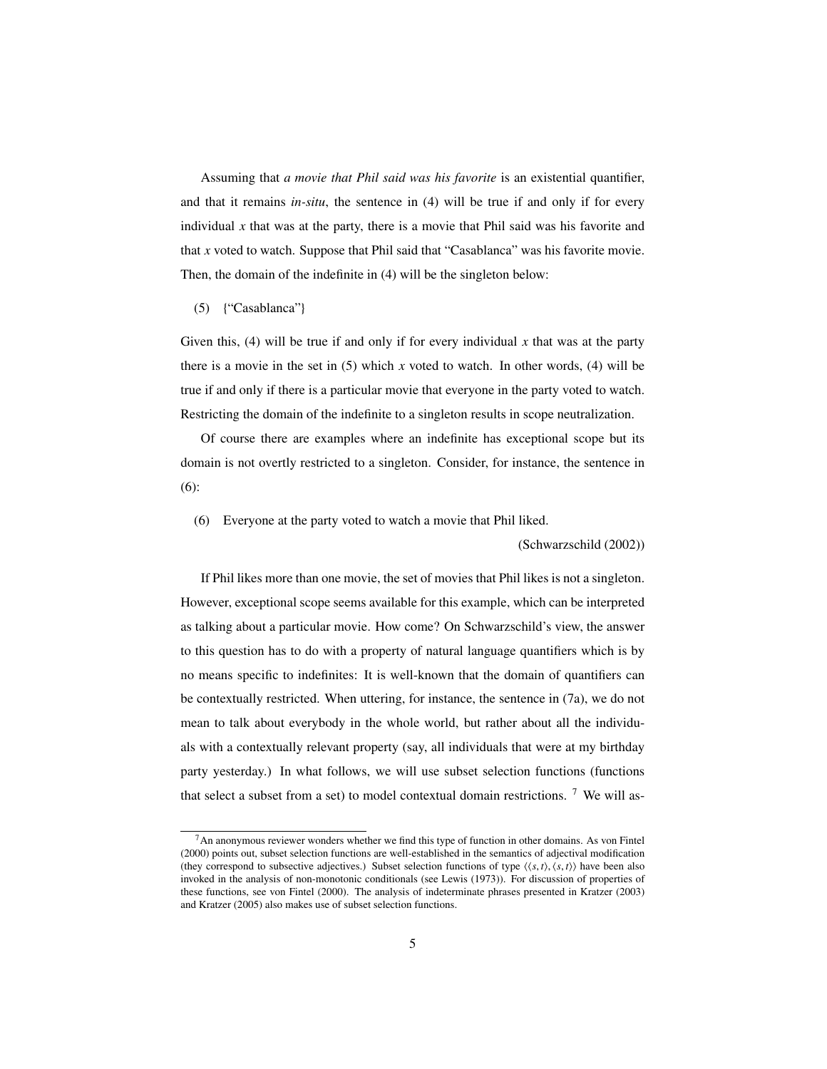Assuming that *a movie that Phil said was his favorite* is an existential quantifier, and that it remains *in-situ*, the sentence in (4) will be true if and only if for every individual $x$ that was at the party, there is a movie that Phil said was his favorite and that $x$ voted to watch. Suppose that Phil said that "Casablanca" was his favorite movie. Then, the domain of the indefinite in (4) will be the singleton below:

(5) {"Casablanca"}

Given this, (4) will be true if and only if for every individual $x$ that was at the party there is a movie in the set in (5) which $x$ voted to watch. In other words, (4) will be true if and only if there is a particular movie that everyone in the party voted to watch. Restricting the domain of the indefinite to a singleton results in scope neutralization.

Of course there are examples where an indefinite has exceptional scope but its domain is not overtly restricted to a singleton. Consider, for instance, the sentence in (6):

(6) Everyone at the party voted to watch a movie that Phil liked.

(Schwarzschild (2002))

If Phil likes more than one movie, the set of movies that Phil likes is not a singleton. However, exceptional scope seems available for this example, which can be interpreted as talking about a particular movie. How come? On Schwarzschild's view, the answer to this question has to do with a property of natural language quantifiers which is by no means specific to indefinites: It is well-known that the domain of quantifiers can be contextually restricted. When uttering, for instance, the sentence in (7a), we do not mean to talk about everybody in the whole world, but rather about all the individuals with a contextually relevant property (say, all individuals that were at my birthday party yesterday.) In what follows, we will use subset selection functions (functions that select a subset from a set) to model contextual domain restrictions. [7] We will as-

[7] An anonymous reviewer wonders whether we find this type of function in other domains. As von Fintel (2000) points out, subset selection functions are well-established in the semantics of adjectival modification (they correspond to subsective adjectives.) Subset selection functions of type $\langle\langle s,t\rangle,\langle s,t\rangle\rangle$ have been also invoked in the analysis of non-monotonic conditionals (see Lewis (1973)). For discussion of properties of these functions, see von Fintel (2000). The analysis of indeterminate phrases presented in Kratzer (2003) and Kratzer (2005) also makes use of subset selection functions.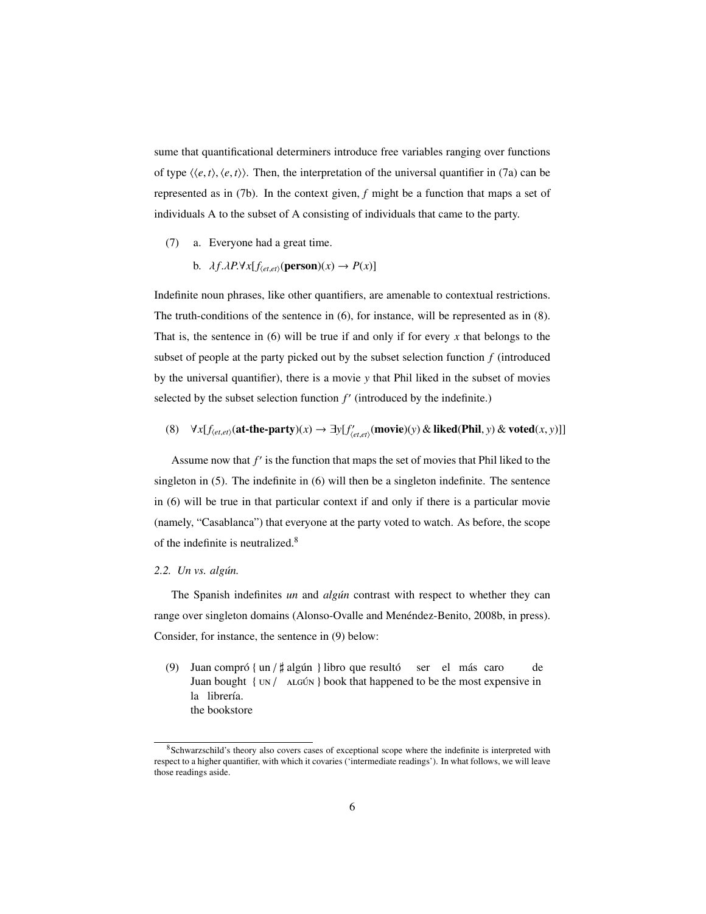sume that quantificational determiners introduce free variables ranging over functions of type $\langle\langle e,t\rangle,\langle e,t\rangle\rangle$. Then, the interpretation of the universal quantifier in (7a) can be represented as in (7b). In the context given, $f$ might be a function that maps a set of individuals A to the subset of A consisting of individuals that came to the party.

(7) a. Everyone had a great time.

b. $\lambda f.\lambda P.\forall x[f_{\langle et,et\rangle}(\textbf{person})(x) \rightarrow P(x)]$

Indefinite noun phrases, like other quantifiers, are amenable to contextual restrictions. The truth-conditions of the sentence in (6), for instance, will be represented as in (8). That is, the sentence in (6) will be true if and only if for every $x$ that belongs to the subset of people at the party picked out by the subset selection function $f$ (introduced by the universal quantifier), there is a movie $y$ that Phil liked in the subset of movies selected by the subset selection function $f'$ (introduced by the indefinite.)

(8) $\forall x[f_{\langle et,et\rangle}(\textbf{at-the-party})(x) \rightarrow \exists y[f'_{\langle et,et\rangle}(\textbf{movie})(y)\ \&\ \textbf{liked}(\textbf{Phil}, y)\ \&\ \textbf{voted}(x,y)]]$

Assume now that $f'$ is the function that maps the set of movies that Phil liked to the singleton in (5). The indefinite in (6) will then be a singleton indefinite. The sentence in (6) will be true in that particular context if and only if there is a particular movie (namely, "Casablanca") that everyone at the party voted to watch. As before, the scope of the indefinite is neutralized.[8]

*2.2. Un vs. algún.*

The Spanish indefinites *un* and *algún* contrast with respect to whether they can range over singleton domains (Alonso-Ovalle and Menéndez-Benito, 2008b, in press). Consider, for instance, the sentence in (9) below:

(9) Juan compró { un / ♯ algún } libro que resultó ser el más caro de la librería.
Juan bought { UN / ALGÚN } book that happened to be the most expensive in the bookstore

[8] Schwarzschild's theory also covers cases of exceptional scope where the indefinite is interpreted with respect to a higher quantifier, with which it covaries ('intermediate readings'). In what follows, we will leave those readings aside.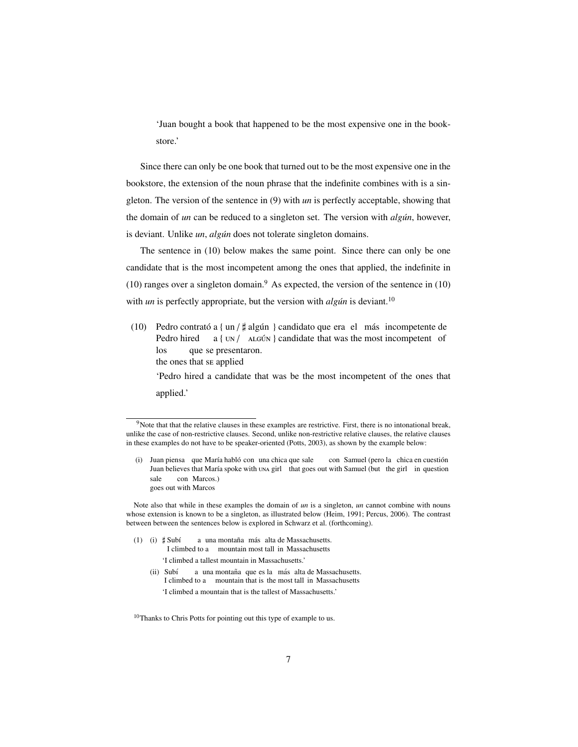'Juan bought a book that happened to be the most expensive one in the bookstore.'

Since there can only be one book that turned out to be the most expensive one in the bookstore, the extension of the noun phrase that the indefinite combines with is a singleton. The version of the sentence in (9) with *un* is perfectly acceptable, showing that the domain of *un* can be reduced to a singleton set. The version with *algún*, however, is deviant. Unlike *un*, *algún* does not tolerate singleton domains.

The sentence in (10) below makes the same point. Since there can only be one candidate that is the most incompetent among the ones that applied, the indefinite in (10) ranges over a singleton domain.[9] As expected, the version of the sentence in (10) with *un* is perfectly appropriate, but the version with *algún* is deviant.[10]

(10) Pedro contrató a { un / ♯ algún } candidato que era el más incompetente de los que se presentaron.
Pedro hired a { UN / ALGÚN } candidate that was the most incompetent of the ones that SE applied
'Pedro hired a candidate that was be the most incompetent of the ones that applied.'

---

[9] Note that that the relative clauses in these examples are restrictive. First, there is no intonational break, unlike the case of non-restrictive clauses. Second, unlike non-restrictive relative clauses, the relative clauses in these examples do not have to be speaker-oriented (Potts, 2003), as shown by the example below:

(i) Juan piensa que María habló con una chica que sale con Samuel (pero la chica en cuestión sale con Marcos.)
Juan believes that María spoke with UNA girl that goes out with Samuel (but the girl in question goes out with Marcos

Note also that while in these examples the domain of *un* is a singleton, *un* cannot combine with nouns whose extension is known to be a singleton, as illustrated below (Heim, 1991; Percus, 2006). The contrast between between the sentences below is explored in Schwarz et al. (forthcoming).

(1) (i) ♯ Subí a una montaña más alta de Massachusetts.
I climbed to a mountain most tall in Massachusetts
'I climbed a tallest mountain in Massachusetts.'

(ii) Subí a una montaña que es la más alta de Massachusetts.
I climbed to a mountain that is the most tall in Massachusetts
'I climbed a mountain that is the tallest of Massachusetts.'

[10] Thanks to Chris Potts for pointing out this type of example to us.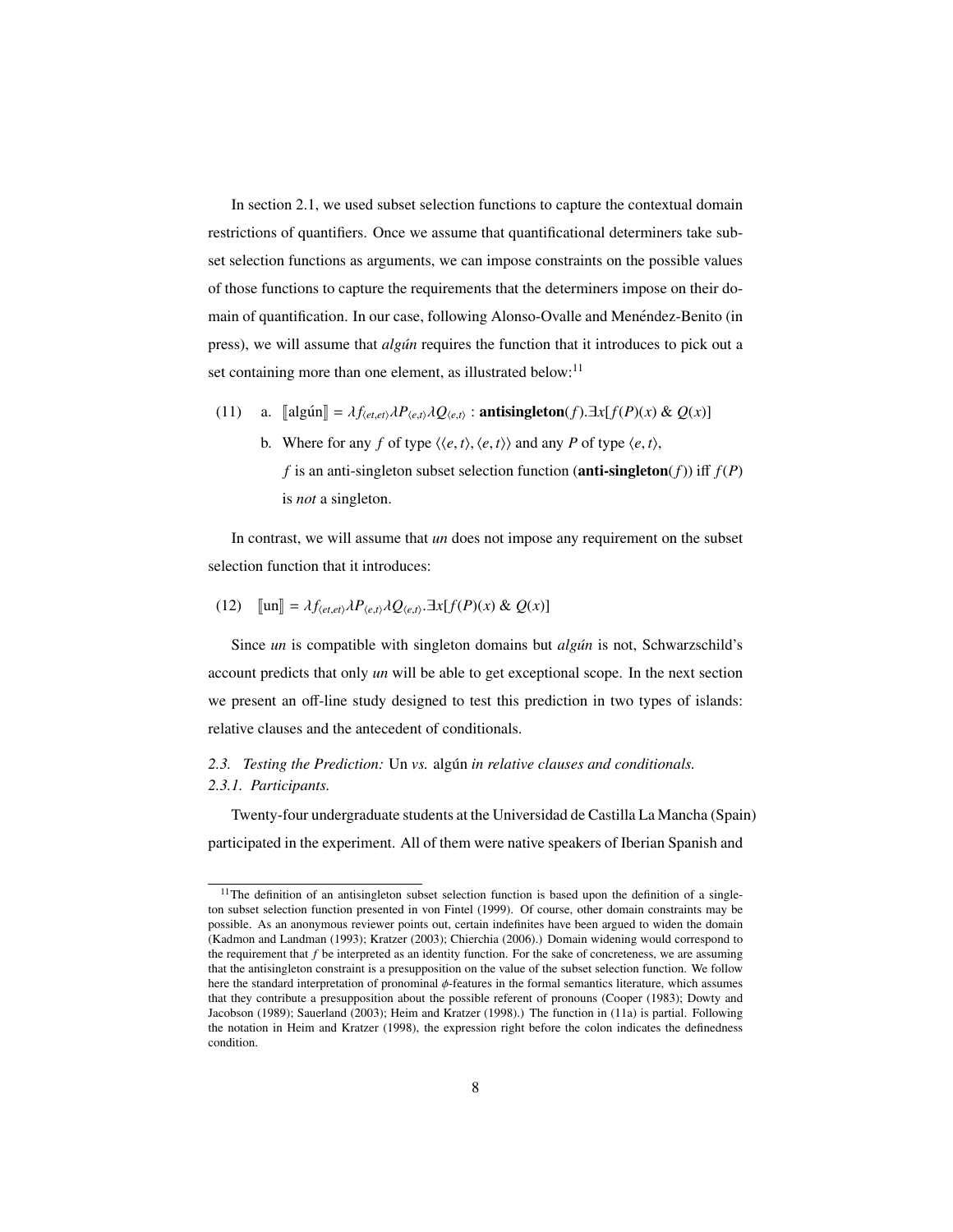In section 2.1, we used subset selection functions to capture the contextual domain restrictions of quantifiers. Once we assume that quantificational determiners take subset selection functions as arguments, we can impose constraints on the possible values of those functions to capture the requirements that the determiners impose on their domain of quantification. In our case, following Alonso-Ovalle and Menéndez-Benito (in press), we will assume that *algún* requires the function that it introduces to pick out a set containing more than one element, as illustrated below:[11]

(11) a. $[\![\text{algún}]\!] = \lambda f_{\langle et,et \rangle} \lambda P_{\langle e,t \rangle} \lambda Q_{\langle e,t \rangle} : \textbf{antisingleton}(f).\exists x[f(P)(x) \,\&\, Q(x)]$

b. Where for any $f$ of type $\langle\langle e,t\rangle,\langle e,t\rangle\rangle$ and any $P$ of type $\langle e,t\rangle$, $f$ is an anti-singleton subset selection function (**anti-singleton**($f$)) iff $f(P)$ is *not* a singleton.

In contrast, we will assume that *un* does not impose any requirement on the subset selection function that it introduces:

(12) $[\![\text{un}]\!] = \lambda f_{\langle et,et \rangle} \lambda P_{\langle e,t \rangle} \lambda Q_{\langle e,t \rangle}.\exists x[f(P)(x) \,\&\, Q(x)]$

Since *un* is compatible with singleton domains but *algún* is not, Schwarzschild's account predicts that only *un* will be able to get exceptional scope. In the next section we present an off-line study designed to test this prediction in two types of islands: relative clauses and the antecedent of conditionals.

### 2.3. *Testing the Prediction:* Un *vs.* algún *in relative clauses and conditionals.*

#### 2.3.1. *Participants.*

Twenty-four undergraduate students at the Universidad de Castilla La Mancha (Spain) participated in the experiment. All of them were native speakers of Iberian Spanish and

---

[11]The definition of an antisingleton subset selection function is based upon the definition of a singleton subset selection function presented in von Fintel (1999). Of course, other domain constraints may be possible. As an anonymous reviewer points out, certain indefinites have been argued to widen the domain (Kadmon and Landman (1993); Kratzer (2003); Chierchia (2006).) Domain widening would correspond to the requirement that $f$ be interpreted as an identity function. For the sake of concreteness, we are assuming that the antisingleton constraint is a presupposition on the value of the subset selection function. We follow here the standard interpretation of pronominal $\phi$-features in the formal semantics literature, which assumes that they contribute a presupposition about the possible referent of pronouns (Cooper (1983); Dowty and Jacobson (1989); Sauerland (2003); Heim and Kratzer (1998).) The function in (11a) is partial. Following the notation in Heim and Kratzer (1998), the expression right before the colon indicates the definedness condition.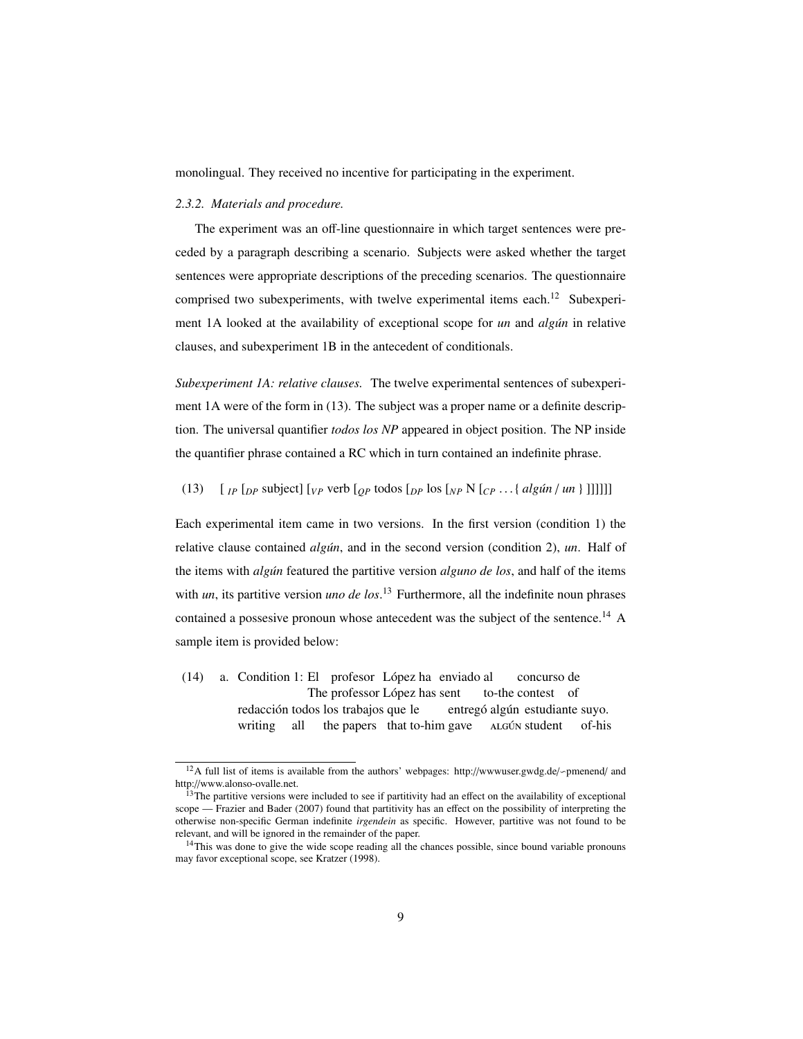monolingual. They received no incentive for participating in the experiment.

### *2.3.2. Materials and procedure.*

The experiment was an off-line questionnaire in which target sentences were preceded by a paragraph describing a scenario. Subjects were asked whether the target sentences were appropriate descriptions of the preceding scenarios. The questionnaire comprised two subexperiments, with twelve experimental items each.[12] Subexperiment 1A looked at the availability of exceptional scope for *un* and *algún* in relative clauses, and subexperiment 1B in the antecedent of conditionals.

*Subexperiment 1A: relative clauses.* The twelve experimental sentences of subexperiment 1A were of the form in (13). The subject was a proper name or a definite description. The universal quantifier *todos los NP* appeared in object position. The NP inside the quantifier phrase contained a RC which in turn contained an indefinite phrase.

(13) $[_{IP}$ $[_{DP}$ subject$]$ $[_{VP}$ verb $[_{QP}$ todos $[_{DP}$ los $[_{NP}$ N $[_{CP}$ ...{ *algún* / *un* } $]]]]]]$

Each experimental item came in two versions. In the first version (condition 1) the relative clause contained *algún*, and in the second version (condition 2), *un*. Half of the items with *algún* featured the partitive version *alguno de los*, and half of the items with *un*, its partitive version *uno de los*.[13] Furthermore, all the indefinite noun phrases contained a possesive pronoun whose antecedent was the subject of the sentence.[14] A sample item is provided below:

(14) a. Condition 1: El profesor López ha enviado al concurso de
The professor López has sent to-the contest of
redacción todos los trabajos que le entregó algún estudiante suyo.
writing all the papers that to-him gave ALGÚN student of-his

---

[12] A full list of items is available from the authors' webpages: http://wwwuser.gwdg.de/~pmenend/ and http://www.alonso-ovalle.net.

[13] The partitive versions were included to see if partitivity had an effect on the availability of exceptional scope — Frazier and Bader (2007) found that partitivity has an effect on the possibility of interpreting the otherwise non-specific German indefinite *irgendein* as specific. However, partitive was not found to be relevant, and will be ignored in the remainder of the paper.

[14] This was done to give the wide scope reading all the chances possible, since bound variable pronouns may favor exceptional scope, see Kratzer (1998).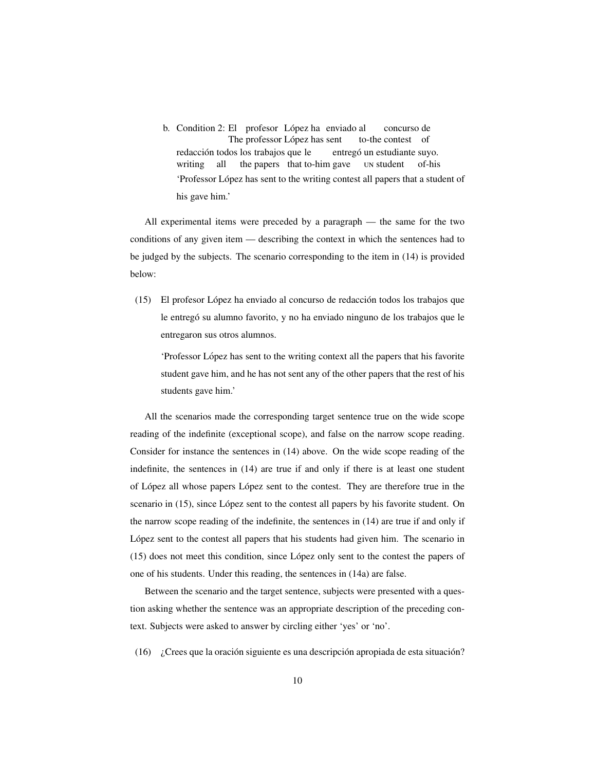b. Condition 2: El profesor López ha enviado al concurso de redacción todos los trabajos que le entregó un estudiante suyo.
   The professor López has sent to-the contest of writing all the papers that to-him gave UN student of-his
   'Professor López has sent to the writing contest all papers that a student of his gave him.'

All experimental items were preceded by a paragraph — the same for the two conditions of any given item — describing the context in which the sentences had to be judged by the subjects. The scenario corresponding to the item in (14) is provided below:

(15) El profesor López ha enviado al concurso de redacción todos los trabajos que le entregó su alumno favorito, y no ha enviado ninguno de los trabajos que le entregaron sus otros alumnos.

   'Professor López has sent to the writing context all the papers that his favorite student gave him, and he has not sent any of the other papers that the rest of his students gave him.'

All the scenarios made the corresponding target sentence true on the wide scope reading of the indefinite (exceptional scope), and false on the narrow scope reading. Consider for instance the sentences in (14) above. On the wide scope reading of the indefinite, the sentences in (14) are true if and only if there is at least one student of López all whose papers López sent to the contest. They are therefore true in the scenario in (15), since López sent to the contest all papers by his favorite student. On the narrow scope reading of the indefinite, the sentences in (14) are true if and only if López sent to the contest all papers that his students had given him. The scenario in (15) does not meet this condition, since López only sent to the contest the papers of one of his students. Under this reading, the sentences in (14a) are false.

Between the scenario and the target sentence, subjects were presented with a question asking whether the sentence was an appropriate description of the preceding context. Subjects were asked to answer by circling either 'yes' or 'no'.

(16) ¿Crees que la oración siguiente es una descripción apropiada de esta situación?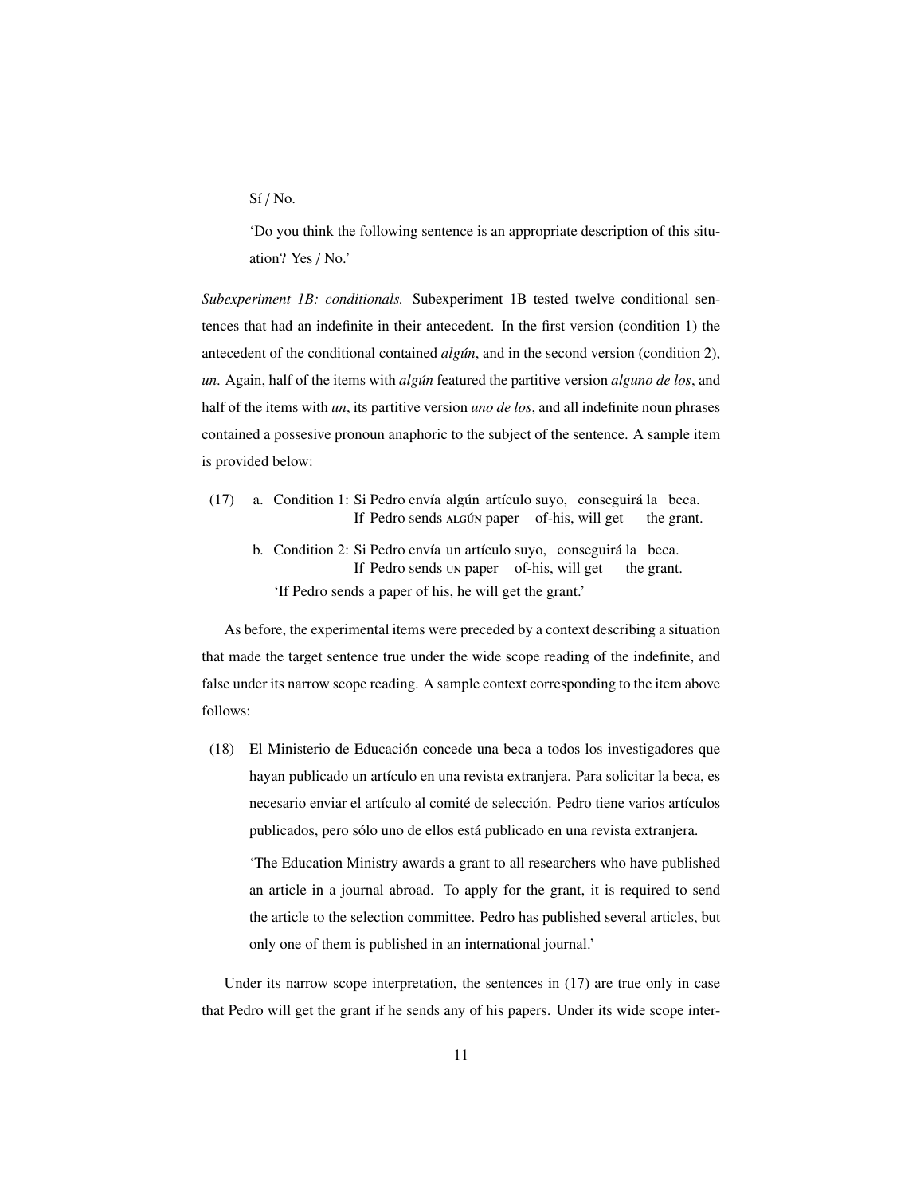Sí / No.

'Do you think the following sentence is an appropriate description of this situation? Yes / No.'

*Subexperiment 1B: conditionals.* Subexperiment 1B tested twelve conditional sentences that had an indefinite in their antecedent. In the first version (condition 1) the antecedent of the conditional contained *algún*, and in the second version (condition 2), *un*. Again, half of the items with *algún* featured the partitive version *alguno de los*, and half of the items with *un*, its partitive version *uno de los*, and all indefinite noun phrases contained a possesive pronoun anaphoric to the subject of the sentence. A sample item is provided below:

(17) a. Condition 1: Si Pedro envía algún artículo suyo, conseguirá la beca.
   If Pedro sends ALGÚN paper of-his, will get the grant.

  b. Condition 2: Si Pedro envía un artículo suyo, conseguirá la beca.
   If Pedro sends UN paper of-his, will get the grant.

  'If Pedro sends a paper of his, he will get the grant.'

As before, the experimental items were preceded by a context describing a situation that made the target sentence true under the wide scope reading of the indefinite, and false under its narrow scope reading. A sample context corresponding to the item above follows:

(18) El Ministerio de Educación concede una beca a todos los investigadores que hayan publicado un artículo en una revista extranjera. Para solicitar la beca, es necesario enviar el artículo al comité de selección. Pedro tiene varios artículos publicados, pero sólo uno de ellos está publicado en una revista extranjera.

'The Education Ministry awards a grant to all researchers who have published an article in a journal abroad. To apply for the grant, it is required to send the article to the selection committee. Pedro has published several articles, but only one of them is published in an international journal.'

Under its narrow scope interpretation, the sentences in (17) are true only in case that Pedro will get the grant if he sends any of his papers. Under its wide scope inter-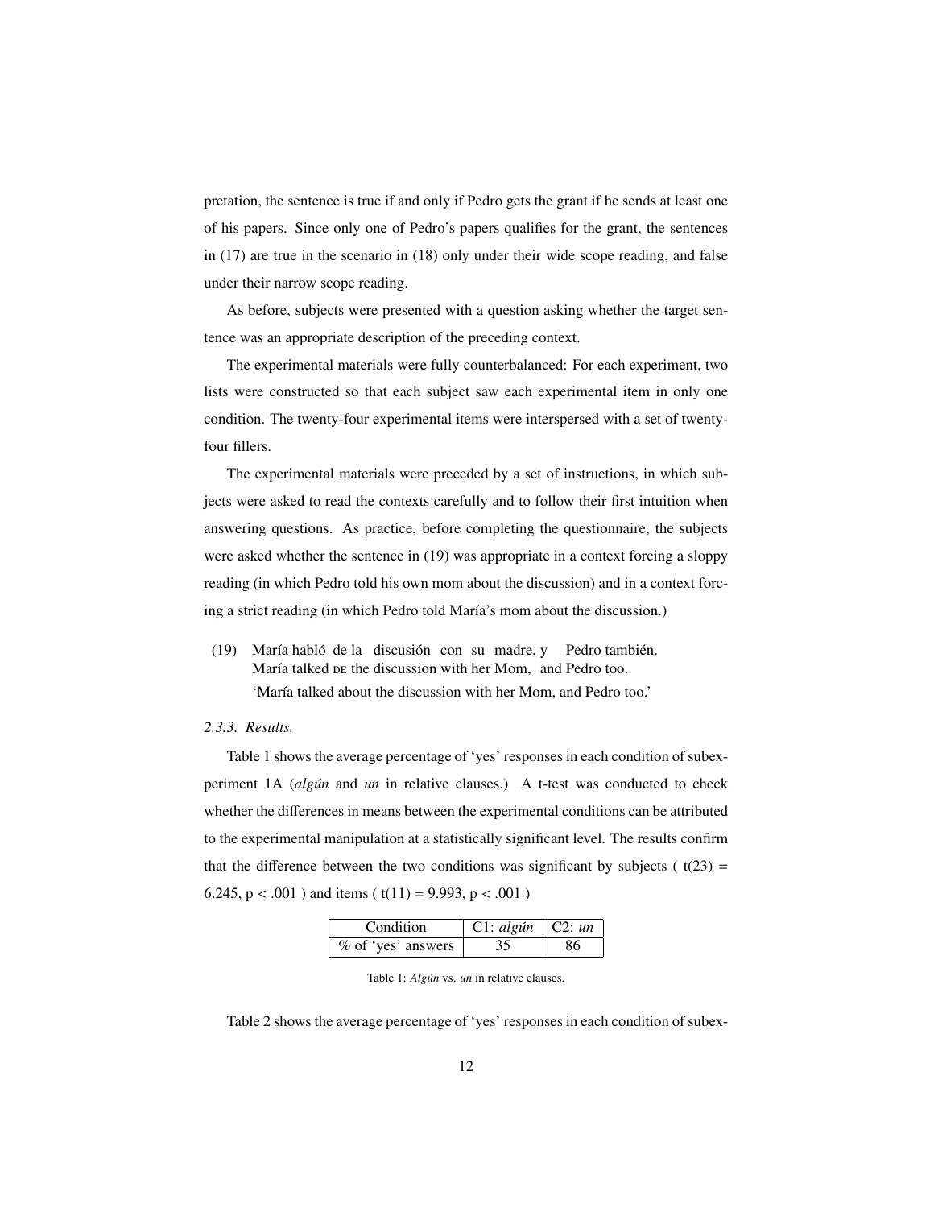pretation, the sentence is true if and only if Pedro gets the grant if he sends at least one of his papers. Since only one of Pedro's papers qualifies for the grant, the sentences in (17) are true in the scenario in (18) only under their wide scope reading, and false under their narrow scope reading.

As before, subjects were presented with a question asking whether the target sentence was an appropriate description of the preceding context.

The experimental materials were fully counterbalanced: For each experiment, two lists were constructed so that each subject saw each experimental item in only one condition. The twenty-four experimental items were interspersed with a set of twenty-four fillers.

The experimental materials were preceded by a set of instructions, in which subjects were asked to read the contexts carefully and to follow their first intuition when answering questions. As practice, before completing the questionnaire, the subjects were asked whether the sentence in (19) was appropriate in a context forcing a sloppy reading (in which Pedro told his own mom about the discussion) and in a context forcing a strict reading (in which Pedro told María's mom about the discussion.)

(19) María habló de la discusión con su madre, y Pedro también.
María talked DE the discussion with her Mom, and Pedro too.
'María talked about the discussion with her Mom, and Pedro too.'

*2.3.3. Results.*

Table 1 shows the average percentage of 'yes' responses in each condition of subexperiment 1A (*algún* and *un* in relative clauses.) A t-test was conducted to check whether the differences in means between the experimental conditions can be attributed to the experimental manipulation at a statistically significant level. The results confirm that the difference between the two conditions was significant by subjects ( $t(23) = 6.245$, $p < .001$ ) and items ( $t(11) = 9.993$, $p < .001$ )

| Condition | C1: *algún* | C2: *un* |
|---|---|---|
| % of 'yes' answers | 35 | 86 |

Table 1: *Algún* vs. *un* in relative clauses.

Table 2 shows the average percentage of 'yes' responses in each condition of subex-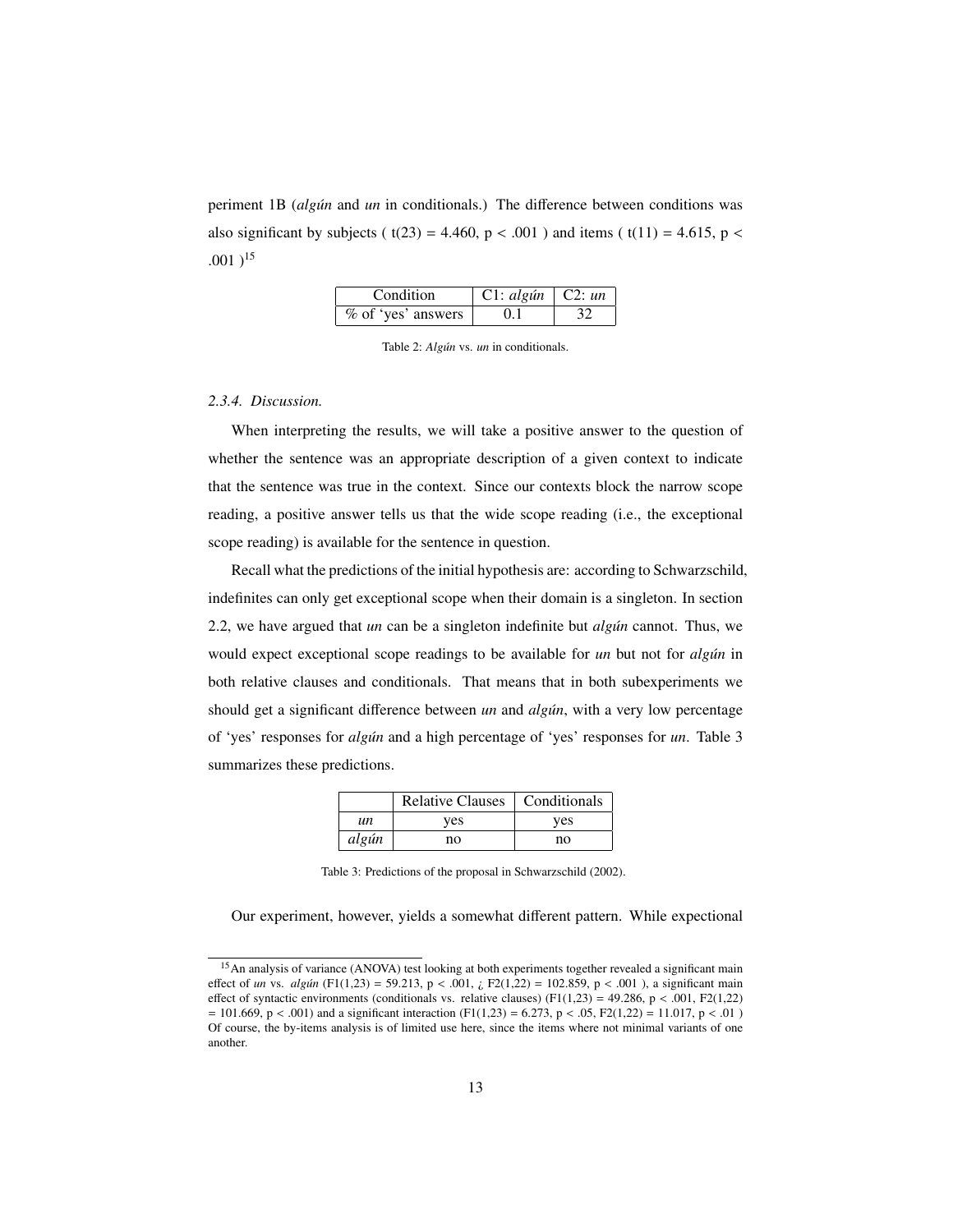periment 1B (*algún* and *un* in conditionals.) The difference between conditions was also significant by subjects ( $t(23) = 4.460$, $p < .001$ ) and items ( $t(11) = 4.615$, $p < .001$ )[15]

| Condition | C1: *algún* | C2: *un* |
|---|---|---|
| % of 'yes' answers | 0.1 | 32 |

Table 2: *Algún* vs. *un* in conditionals.

### *2.3.4. Discussion.*

When interpreting the results, we will take a positive answer to the question of whether the sentence was an appropriate description of a given context to indicate that the sentence was true in the context. Since our contexts block the narrow scope reading, a positive answer tells us that the wide scope reading (i.e., the exceptional scope reading) is available for the sentence in question.

Recall what the predictions of the initial hypothesis are: according to Schwarzschild, indefinites can only get exceptional scope when their domain is a singleton. In section 2.2, we have argued that *un* can be a singleton indefinite but *algún* cannot. Thus, we would expect exceptional scope readings to be available for *un* but not for *algún* in both relative clauses and conditionals. That means that in both subexperiments we should get a significant difference between *un* and *algún*, with a very low percentage of 'yes' responses for *algún* and a high percentage of 'yes' responses for *un*. Table 3 summarizes these predictions.

| | Relative Clauses | Conditionals |
|---|---|---|
| *un* | yes | yes |
| *algún* | no | no |

Table 3: Predictions of the proposal in Schwarzschild (2002).

Our experiment, however, yields a somewhat different pattern. While expectional

[15] An analysis of variance (ANOVA) test looking at both experiments together revealed a significant main effect of *un* vs. *algún* ($F1(1,23) = 59.213$, $p < .001$, ¿ $F2(1,22) = 102.859$, $p < .001$ ), a significant main effect of syntactic environments (conditionals vs. relative clauses) ($F1(1,23) = 49.286$, $p < .001$, $F2(1,22) = 101.669$, $p < .001$) and a significant interaction ($F1(1,23) = 6.273$, $p < .05$, $F2(1,22) = 11.017$, $p < .01$ ) Of course, the by-items analysis is of limited use here, since the items where not minimal variants of one another.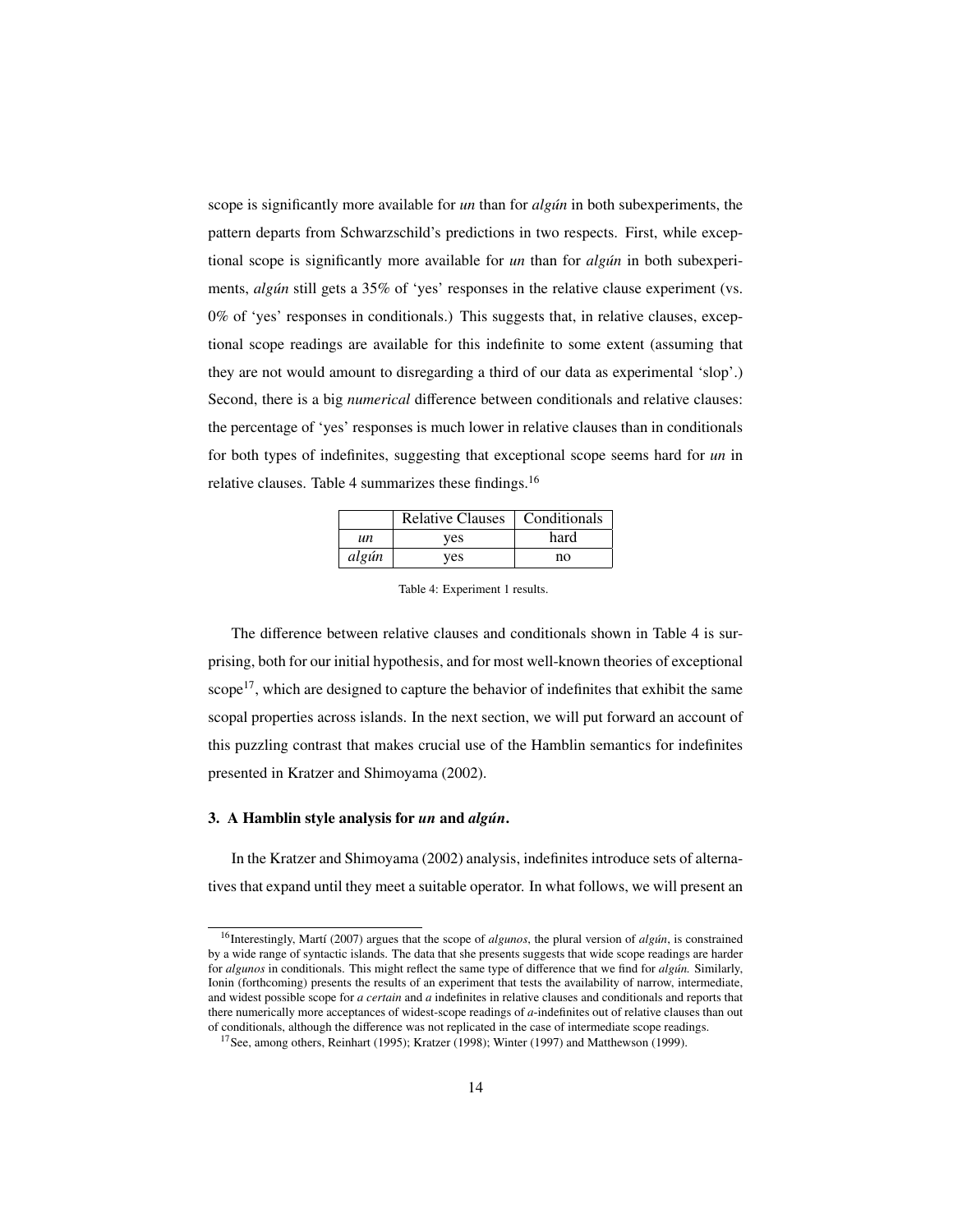scope is significantly more available for *un* than for *algún* in both subexperiments, the pattern departs from Schwarzschild's predictions in two respects. First, while exceptional scope is significantly more available for *un* than for *algún* in both subexperiments, *algún* still gets a 35% of 'yes' responses in the relative clause experiment (vs. 0% of 'yes' responses in conditionals.) This suggests that, in relative clauses, exceptional scope readings are available for this indefinite to some extent (assuming that they are not would amount to disregarding a third of our data as experimental 'slop'.) Second, there is a big *numerical* difference between conditionals and relative clauses: the percentage of 'yes' responses is much lower in relative clauses than in conditionals for both types of indefinites, suggesting that exceptional scope seems hard for *un* in relative clauses. Table 4 summarizes these findings.[16]

| | Relative Clauses | Conditionals |
|---|---|---|
| *un* | yes | hard |
| *algún* | yes | no |

Table 4: Experiment 1 results.

The difference between relative clauses and conditionals shown in Table 4 is surprising, both for our initial hypothesis, and for most well-known theories of exceptional scope[17], which are designed to capture the behavior of indefinites that exhibit the same scopal properties across islands. In the next section, we will put forward an account of this puzzling contrast that makes crucial use of the Hamblin semantics for indefinites presented in Kratzer and Shimoyama (2002).

## 3. A Hamblin style analysis for *un* and *algún*.

In the Kratzer and Shimoyama (2002) analysis, indefinites introduce sets of alternatives that expand until they meet a suitable operator. In what follows, we will present an

---

[16] Interestingly, Martí (2007) argues that the scope of *algunos*, the plural version of *algún*, is constrained by a wide range of syntactic islands. The data that she presents suggests that wide scope readings are harder for *algunos* in conditionals. This might reflect the same type of difference that we find for *algún.* Similarly, Ionin (forthcoming) presents the results of an experiment that tests the availability of narrow, intermediate, and widest possible scope for *a certain* and *a* indefinites in relative clauses and conditionals and reports that there numerically more acceptances of widest-scope readings of *a*-indefinites out of relative clauses than out of conditionals, although the difference was not replicated in the case of intermediate scope readings.

[17] See, among others, Reinhart (1995); Kratzer (1998); Winter (1997) and Matthewson (1999).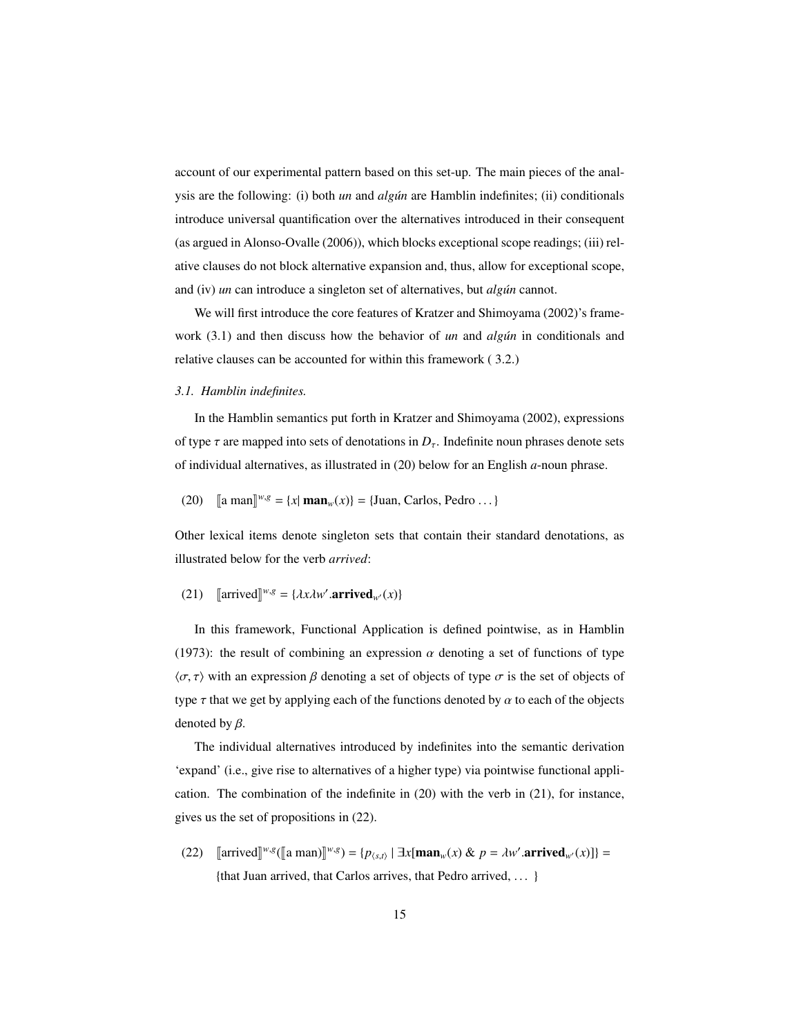account of our experimental pattern based on this set-up. The main pieces of the analysis are the following: (i) both *un* and *algún* are Hamblin indefinites; (ii) conditionals introduce universal quantification over the alternatives introduced in their consequent (as argued in Alonso-Ovalle (2006)), which blocks exceptional scope readings; (iii) relative clauses do not block alternative expansion and, thus, allow for exceptional scope, and (iv) *un* can introduce a singleton set of alternatives, but *algún* cannot.

We will first introduce the core features of Kratzer and Shimoyama (2002)'s framework (3.1) and then discuss how the behavior of *un* and *algún* in conditionals and relative clauses can be accounted for within this framework ( 3.2.)

### *3.1. Hamblin indefinites.*

In the Hamblin semantics put forth in Kratzer and Shimoyama (2002), expressions of type $\tau$ are mapped into sets of denotations in $D_\tau$. Indefinite noun phrases denote sets of individual alternatives, as illustrated in (20) below for an English *a*-noun phrase.

(20) $[\![\text{a man}]\!]^{w,g} = \{x | \, \mathbf{man}_w(x)\} = \{\text{Juan, Carlos, Pedro} \ldots\}$

Other lexical items denote singleton sets that contain their standard denotations, as illustrated below for the verb *arrived*:

(21) $[\![\text{arrived}]\!]^{w,g} = \{\lambda x \lambda w'.\mathbf{arrived}_{w'}(x)\}$

In this framework, Functional Application is defined pointwise, as in Hamblin (1973): the result of combining an expression $\alpha$ denoting a set of functions of type $\langle \sigma, \tau \rangle$ with an expression $\beta$ denoting a set of objects of type $\sigma$ is the set of objects of type $\tau$ that we get by applying each of the functions denoted by $\alpha$ to each of the objects denoted by $\beta$.

The individual alternatives introduced by indefinites into the semantic derivation 'expand' (i.e., give rise to alternatives of a higher type) via pointwise functional application. The combination of the indefinite in (20) with the verb in (21), for instance, gives us the set of propositions in (22).

(22) $[\![\text{arrived}]\!]^{w,g}([\![\text{a man})]\!]^{w,g}) = \{p_{\langle s,t \rangle} \mid \exists x[\mathbf{man}_w(x) \,\&\, p = \lambda w'.\mathbf{arrived}_{w'}(x)]\} =$
{that Juan arrived, that Carlos arrives, that Pedro arrived, … }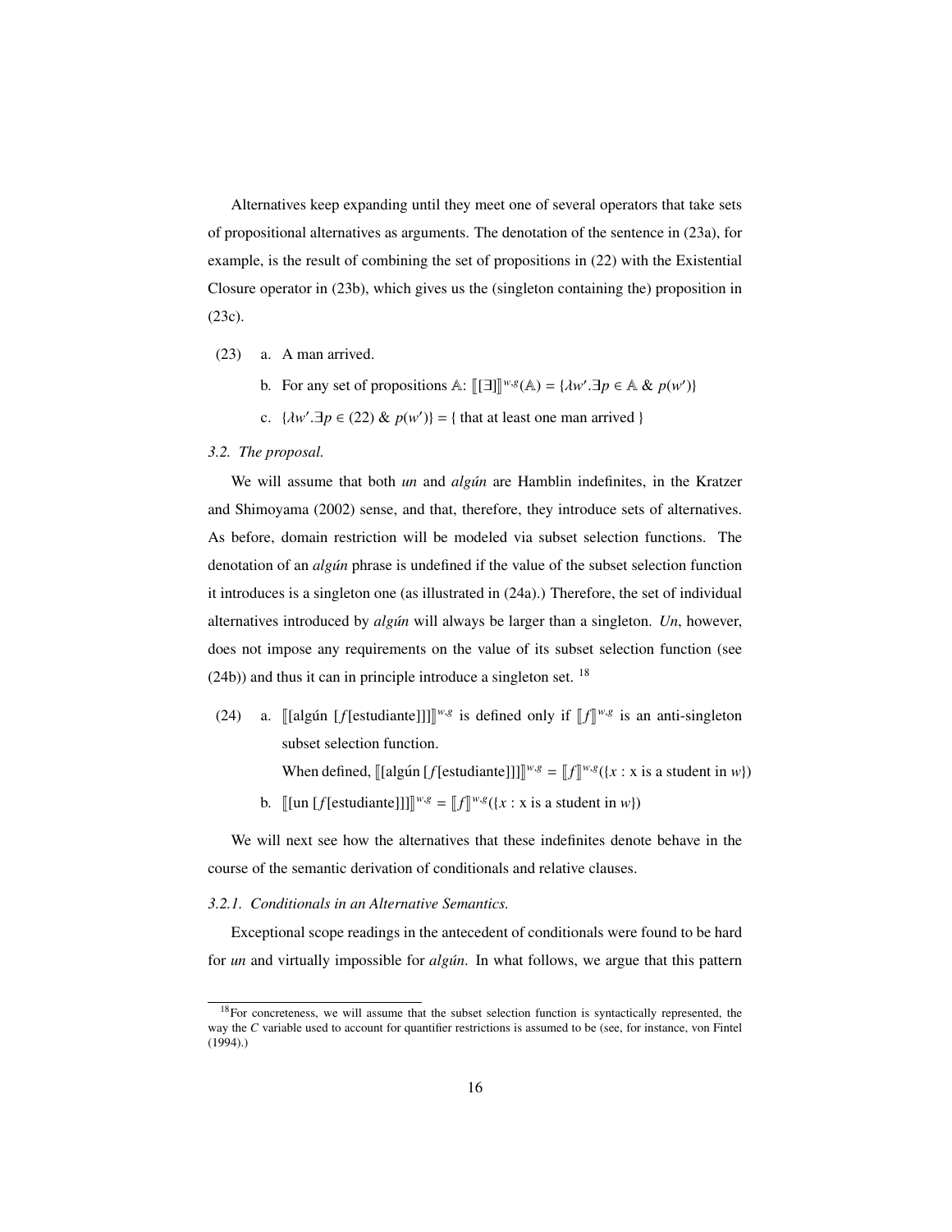Alternatives keep expanding until they meet one of several operators that take sets of propositional alternatives as arguments. The denotation of the sentence in (23a), for example, is the result of combining the set of propositions in (22) with the Existential Closure operator in (23b), which gives us the (singleton containing the) proposition in (23c).

(23) a. A man arrived.

b. For any set of propositions $\mathbb{A}$: $[\![ [\exists] ]\!]^{w,g}(\mathbb{A}) = \{\lambda w'.\exists p \in \mathbb{A}\ \&\ p(w')\}$

c. $\{\lambda w'.\exists p \in (22)\ \&\ p(w')\}$ = { that at least one man arrived }

*3.2. The proposal.*

We will assume that both *un* and *algún* are Hamblin indefinites, in the Kratzer and Shimoyama (2002) sense, and that, therefore, they introduce sets of alternatives. As before, domain restriction will be modeled via subset selection functions. The denotation of an *algún* phrase is undefined if the value of the subset selection function it introduces is a singleton one (as illustrated in (24a).) Therefore, the set of individual alternatives introduced by *algún* will always be larger than a singleton. *Un*, however, does not impose any requirements on the value of its subset selection function (see (24b)) and thus it can in principle introduce a singleton set. [18]

(24) a. $[\![ [\text{algún } [f[\text{estudiante}]]] ]\!]^{w,g}$ is defined only if $[\![ f ]\!]^{w,g}$ is an anti-singleton subset selection function.

When defined, $[\![ [\text{algún } [f[\text{estudiante}]]] ]\!]^{w,g} = [\![ f ]\!]^{w,g}(\{x : \text{x is a student in } w\})$

b. $[\![ [\text{un } [f[\text{estudiante}]]] ]\!]^{w,g} = [\![ f ]\!]^{w,g}(\{x : \text{x is a student in } w\})$

We will next see how the alternatives that these indefinites denote behave in the course of the semantic derivation of conditionals and relative clauses.

*3.2.1. Conditionals in an Alternative Semantics.*

Exceptional scope readings in the antecedent of conditionals were found to be hard for *un* and virtually impossible for *algún*. In what follows, we argue that this pattern

[18] For concreteness, we will assume that the subset selection function is syntactically represented, the way the *C* variable used to account for quantifier restrictions is assumed to be (see, for instance, von Fintel (1994).)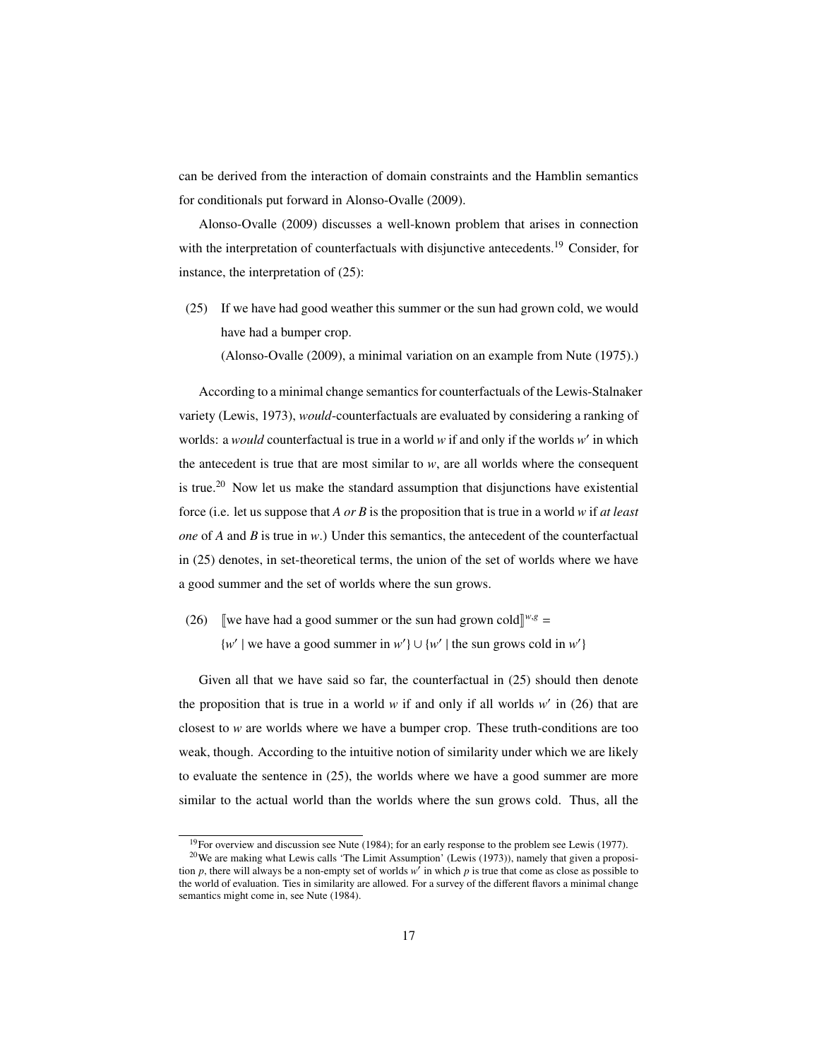can be derived from the interaction of domain constraints and the Hamblin semantics for conditionals put forward in Alonso-Ovalle (2009).

Alonso-Ovalle (2009) discusses a well-known problem that arises in connection with the interpretation of counterfactuals with disjunctive antecedents.[19] Consider, for instance, the interpretation of (25):

(25) If we have had good weather this summer or the sun had grown cold, we would have had a bumper crop.
(Alonso-Ovalle (2009), a minimal variation on an example from Nute (1975).)

According to a minimal change semantics for counterfactuals of the Lewis-Stalnaker variety (Lewis, 1973), *would*-counterfactuals are evaluated by considering a ranking of worlds: a *would* counterfactual is true in a world $w$ if and only if the worlds $w'$ in which the antecedent is true that are most similar to $w$, are all worlds where the consequent is true.[20] Now let us make the standard assumption that disjunctions have existential force (i.e. let us suppose that *A or B* is the proposition that is true in a world $w$ if *at least one* of *A* and *B* is true in $w$.) Under this semantics, the antecedent of the counterfactual in (25) denotes, in set-theoretical terms, the union of the set of worlds where we have a good summer and the set of worlds where the sun grows.

(26) $[\![\text{we have had a good summer or the sun had grown cold}]\!]^{w,g} =$
$\{w' \mid \text{we have a good summer in } w'\} \cup \{w' \mid \text{the sun grows cold in } w'\}$

Given all that we have said so far, the counterfactual in (25) should then denote the proposition that is true in a world $w$ if and only if all worlds $w'$ in (26) that are closest to $w$ are worlds where we have a bumper crop. These truth-conditions are too weak, though. According to the intuitive notion of similarity under which we are likely to evaluate the sentence in (25), the worlds where we have a good summer are more similar to the actual world than the worlds where the sun grows cold. Thus, all the

[19] For overview and discussion see Nute (1984); for an early response to the problem see Lewis (1977).

[20] We are making what Lewis calls 'The Limit Assumption' (Lewis (1973)), namely that given a proposition $p$, there will always be a non-empty set of worlds $w'$ in which $p$ is true that come as close as possible to the world of evaluation. Ties in similarity are allowed. For a survey of the different flavors a minimal change semantics might come in, see Nute (1984).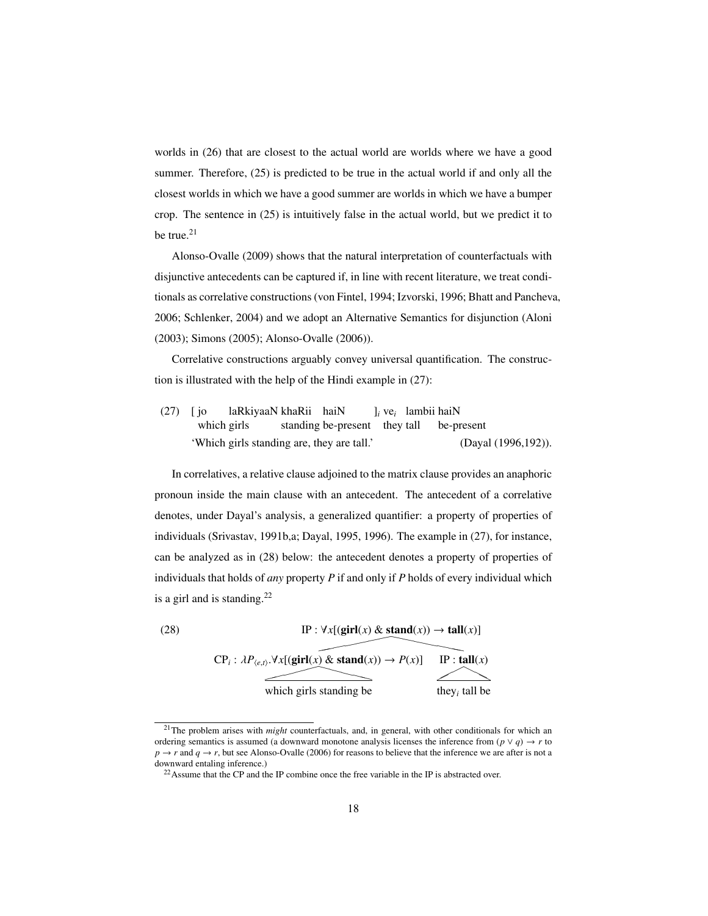worlds in (26) that are closest to the actual world are worlds where we have a good summer. Therefore, (25) is predicted to be true in the actual world if and only all the closest worlds in which we have a good summer are worlds in which we have a bumper crop. The sentence in (25) is intuitively false in the actual world, but we predict it to be true.[21]

Alonso-Ovalle (2009) shows that the natural interpretation of counterfactuals with disjunctive antecedents can be captured if, in line with recent literature, we treat conditionals as correlative constructions (von Fintel, 1994; Izvorski, 1996; Bhatt and Pancheva, 2006; Schlenker, 2004) and we adopt an Alternative Semantics for disjunction (Aloni (2003); Simons (2005); Alonso-Ovalle (2006)).

Correlative constructions arguably convey universal quantification. The construction is illustrated with the help of the Hindi example in (27):

(27) [ jo laRkiyaaN khaRii haiN ]$_i$ ve$_i$ lambii haiN
which girls standing be-present they tall be-present
'Which girls standing are, they are tall.' (Dayal (1996,192)).

In correlatives, a relative clause adjoined to the matrix clause provides an anaphoric pronoun inside the main clause with an antecedent. The antecedent of a correlative denotes, under Dayal's analysis, a generalized quantifier: a property of properties of individuals (Srivastav, 1991b,a; Dayal, 1995, 1996). The example in (27), for instance, can be analyzed as in (28) below: the antecedent denotes a property of properties of individuals that holds of *any* property *P* if and only if *P* holds of every individual which is a girl and is standing.[22]

(28)

IP : $\forall x[(\mathbf{girl}(x) \ \& \ \mathbf{stand}(x)) \rightarrow \mathbf{tall}(x)]$

- CP$_i$ : $\lambda P_{\langle e,t\rangle}.\forall x[(\mathbf{girl}(x) \ \& \ \mathbf{stand}(x)) \rightarrow P(x)]$
  - which girls standing be
- IP : $\mathbf{tall}(x)$
  - they$_i$ tall be

[21] The problem arises with *might* counterfactuals, and, in general, with other conditionals for which an ordering semantics is assumed (a downward monotone analysis licenses the inference from $(p \vee q) \rightarrow r$ to $p \rightarrow r$ and $q \rightarrow r$, but see Alonso-Ovalle (2006) for reasons to believe that the inference we are after is not a downward entaling inference.)

[22] Assume that the CP and the IP combine once the free variable in the IP is abstracted over.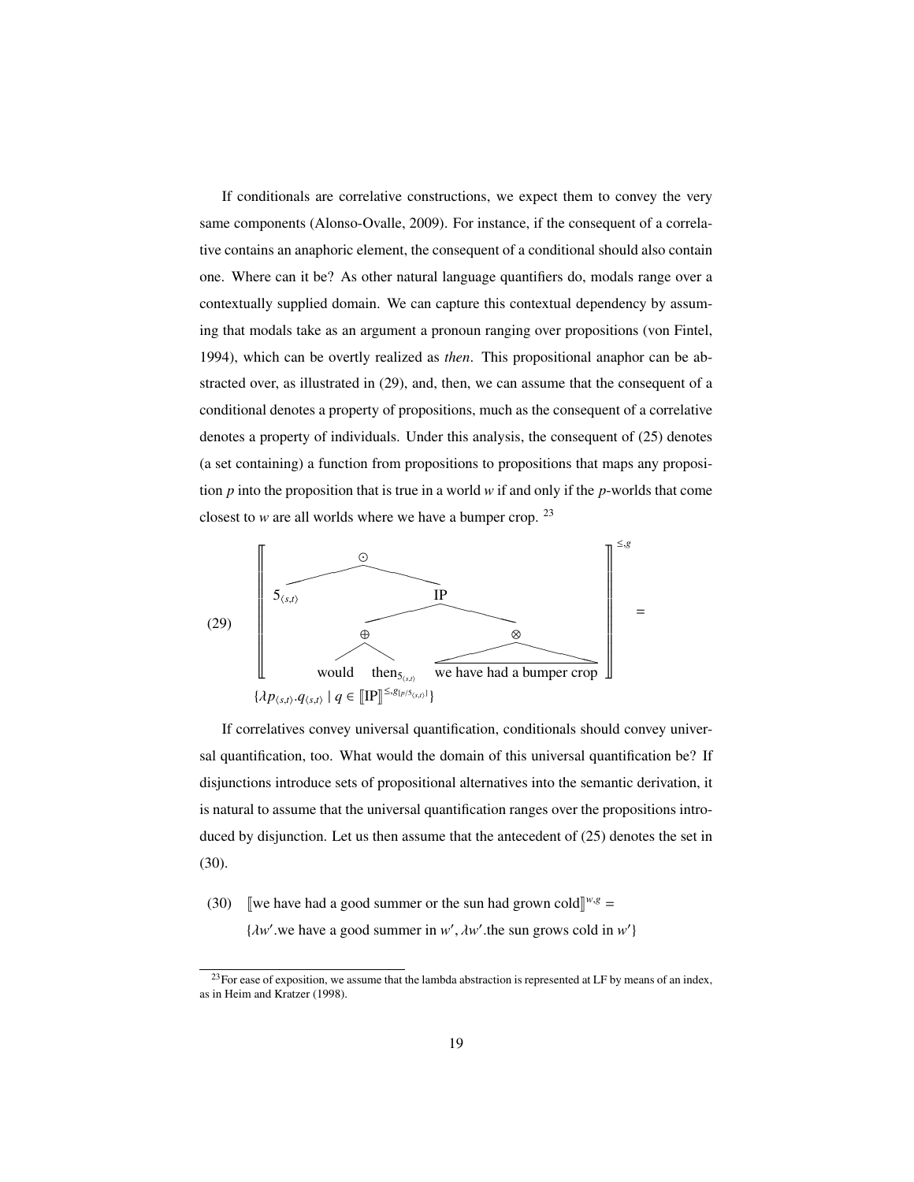If conditionals are correlative constructions, we expect them to convey the very same components (Alonso-Ovalle, 2009). For instance, if the consequent of a correlative contains an anaphoric element, the consequent of a conditional should also contain one. Where can it be? As other natural language quantifiers do, modals range over a contextually supplied domain. We can capture this contextual dependency by assuming that modals take as an argument a pronoun ranging over propositions (von Fintel, 1994), which can be overtly realized as *then*. This propositional anaphor can be abstracted over, as illustrated in (29), and, then, we can assume that the consequent of a conditional denotes a property of propositions, much as the consequent of a correlative denotes a property of individuals. Under this analysis, the consequent of (25) denotes (a set containing) a function from propositions to propositions that maps any proposition $p$ into the proposition that is true in a world $w$ if and only if the $p$-worlds that come closest to $w$ are all worlds where we have a bumper crop. [23]

(29) $\left[\!\left[ \; [_{\odot}\; 5_{\langle s,t\rangle} \; [_{\text{IP}} \; [_{\oplus} \text{ would } \text{then}_{5_{\langle s,t\rangle}} ] \; [_{\otimes} \text{ we have had a bumper crop} ] ] ] \; \right]\!\right]^{\leq, g} =$

$\{\lambda p_{\langle s,t\rangle}.q_{\langle s,t\rangle} \mid q \in [\![\text{IP}]\!]^{\leq, g[p/5_{\langle s,t\rangle}]}\}$

If correlatives convey universal quantification, conditionals should convey universal quantification, too. What would the domain of this universal quantification be? If disjunctions introduce sets of propositional alternatives into the semantic derivation, it is natural to assume that the universal quantification ranges over the propositions introduced by disjunction. Let us then assume that the antecedent of (25) denotes the set in (30).

(30) $[\![\text{we have had a good summer or the sun had grown cold}]\!]^{w,g} =$
$\{\lambda w'.\text{we have a good summer in } w', \lambda w'.\text{the sun grows cold in } w'\}$

[23] For ease of exposition, we assume that the lambda abstraction is represented at LF by means of an index, as in Heim and Kratzer (1998).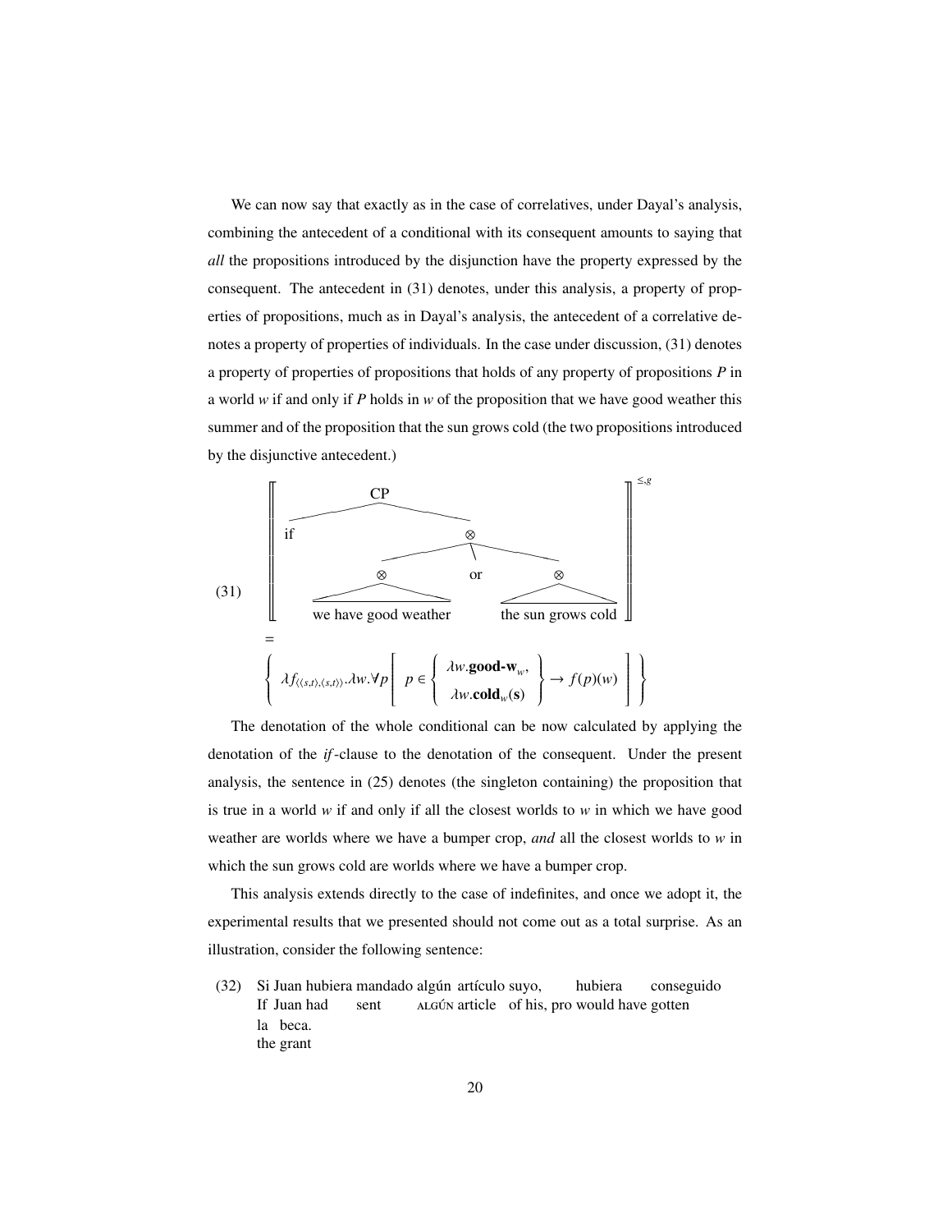We can now say that exactly as in the case of correlatives, under Dayal's analysis, combining the antecedent of a conditional with its consequent amounts to saying that *all* the propositions introduced by the disjunction have the property expressed by the consequent. The antecedent in (31) denotes, under this analysis, a property of properties of propositions, much as in Dayal's analysis, the antecedent of a correlative denotes a property of properties of individuals. In the case under discussion, (31) denotes a property of properties of propositions that holds of any property of propositions *P* in a world *w* if and only if *P* holds in *w* of the proposition that we have good weather this summer and of the proposition that the sun grows cold (the two propositions introduced by the disjunctive antecedent.)

(31)

$$\left[\!\!\left[ \text{[}_{CP} \text{ if } [_{\otimes} [_{\otimes} \text{ we have good weather}] \text{ or } [_{\otimes} \text{ the sun grows cold}]]] \right]\!\!\right]^{\leq,g}$$

$$= \left\{ \lambda f_{\langle\langle s,t\rangle,\langle s,t\rangle\rangle}.\lambda w.\forall p \left[ p \in \left\{ \begin{array}{c} \lambda w.\textbf{good-w}_w, \\ \lambda w.\textbf{cold}_w(\textbf{s}) \end{array} \right\} \rightarrow f(p)(w) \right] \right\}$$

The denotation of the whole conditional can be now calculated by applying the denotation of the *if*-clause to the denotation of the consequent. Under the present analysis, the sentence in (25) denotes (the singleton containing) the proposition that is true in a world *w* if and only if all the closest worlds to *w* in which we have good weather are worlds where we have a bumper crop, *and* all the closest worlds to *w* in which the sun grows cold are worlds where we have a bumper crop.

This analysis extends directly to the case of indefinites, and once we adopt it, the experimental results that we presented should not come out as a total surprise. As an illustration, consider the following sentence:

(32) Si Juan hubiera mandado algún artículo suyo, hubiera conseguido la beca.
If Juan had sent ALGÚN article of his, pro would have gotten the grant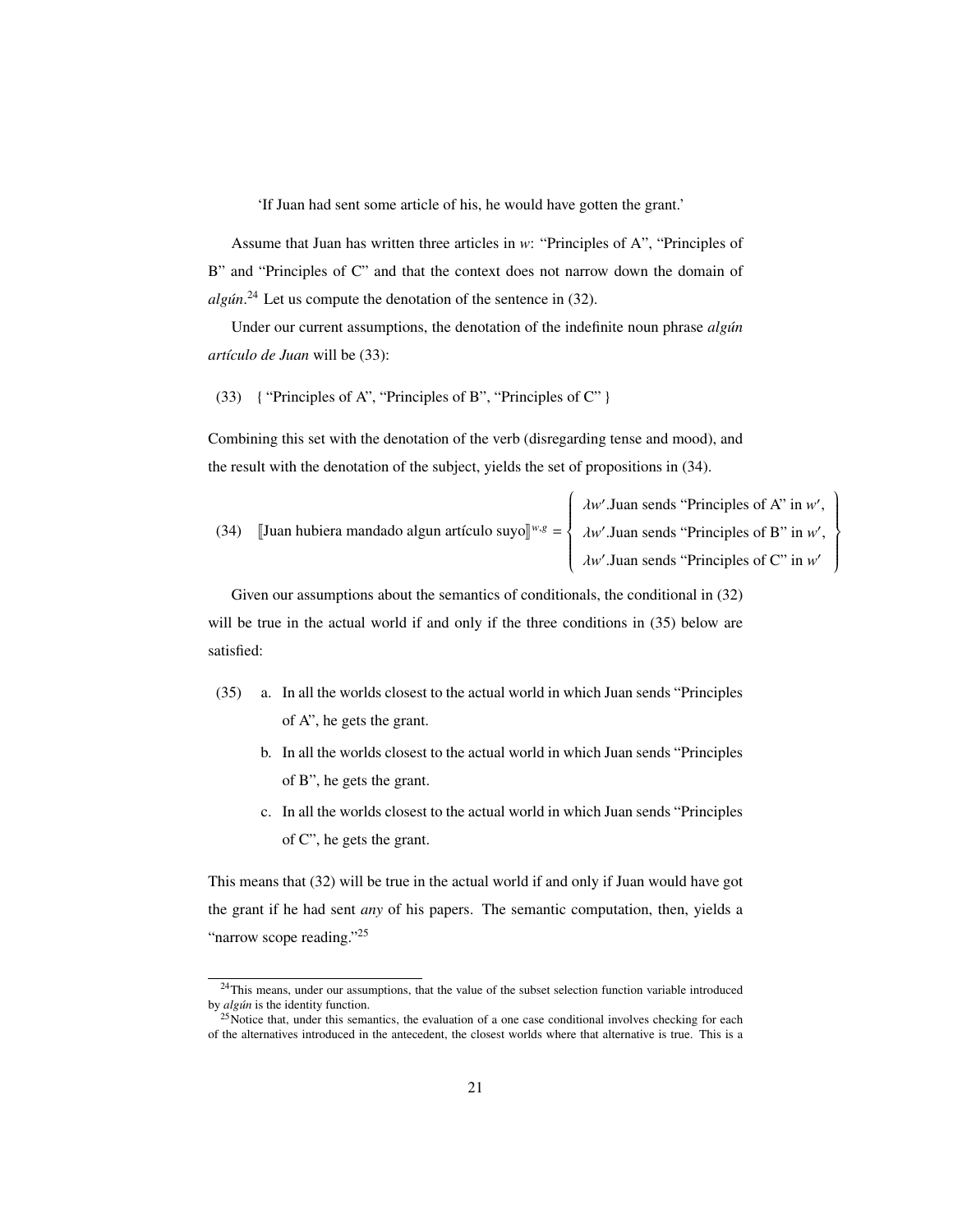'If Juan had sent some article of his, he would have gotten the grant.'

Assume that Juan has written three articles in *w*: "Principles of A", "Principles of B" and "Principles of C" and that the context does not narrow down the domain of *algún*.[24] Let us compute the denotation of the sentence in (32).

Under our current assumptions, the denotation of the indefinite noun phrase *algún artículo de Juan* will be (33):

(33) { "Principles of A", "Principles of B", "Principles of C" }

Combining this set with the denotation of the verb (disregarding tense and mood), and the result with the denotation of the subject, yields the set of propositions in (34).

(34) $$[\![\text{Juan hubiera mandado algun artículo suyo}]\!]^{w,g} = \left\{ \begin{array}{l} \lambda w'.\text{Juan sends "Principles of A" in } w', \\ \lambda w'.\text{Juan sends "Principles of B" in } w', \\ \lambda w'.\text{Juan sends "Principles of C" in } w' \end{array} \right\}$$

Given our assumptions about the semantics of conditionals, the conditional in (32) will be true in the actual world if and only if the three conditions in (35) below are satisfied:

(35) a. In all the worlds closest to the actual world in which Juan sends "Principles of A", he gets the grant.

b. In all the worlds closest to the actual world in which Juan sends "Principles of B", he gets the grant.

c. In all the worlds closest to the actual world in which Juan sends "Principles of C", he gets the grant.

This means that (32) will be true in the actual world if and only if Juan would have got the grant if he had sent *any* of his papers. The semantic computation, then, yields a "narrow scope reading."[25]

---

[24] This means, under our assumptions, that the value of the subset selection function variable introduced by *algún* is the identity function.

[25] Notice that, under this semantics, the evaluation of a one case conditional involves checking for each of the alternatives introduced in the antecedent, the closest worlds where that alternative is true. This is a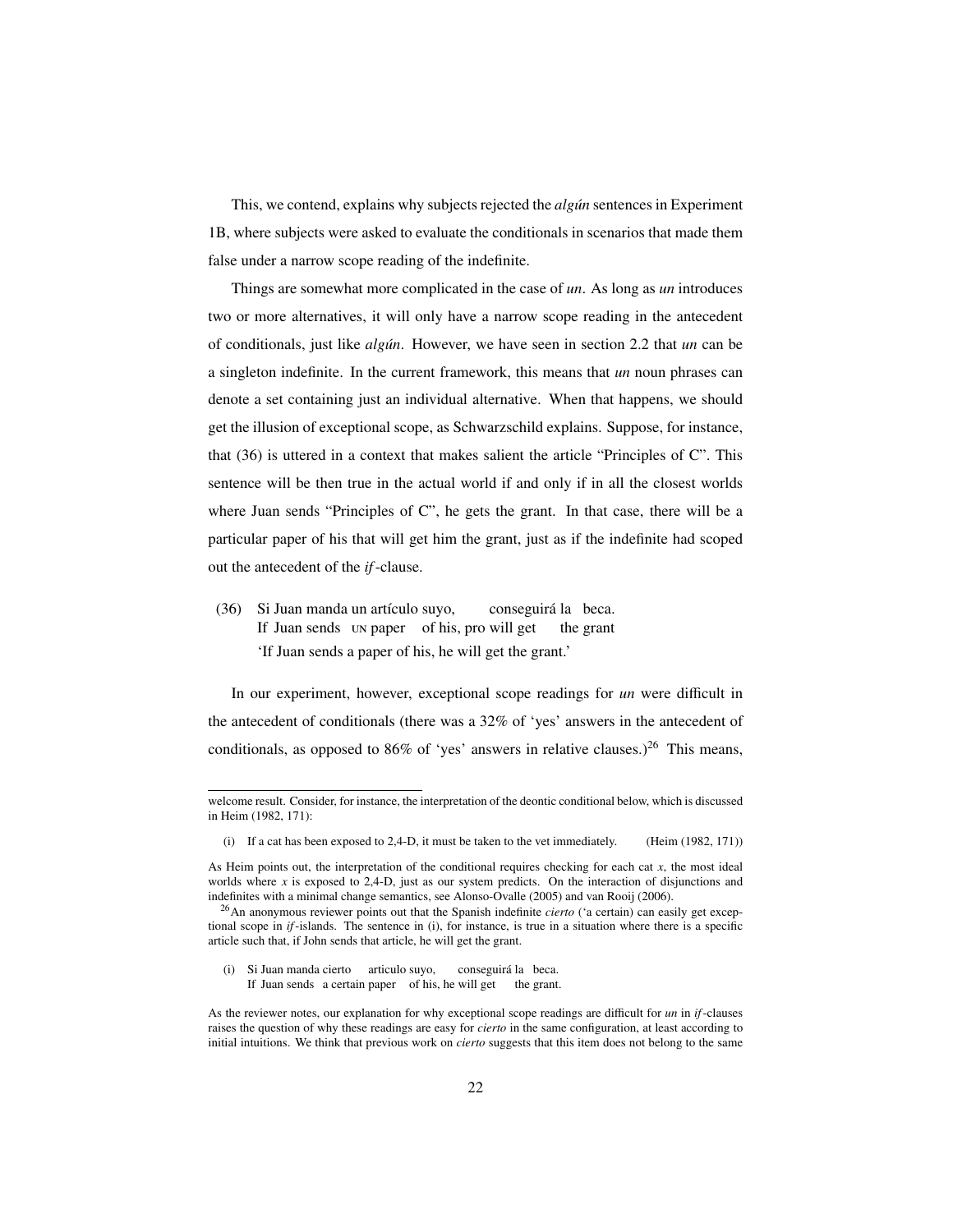This, we contend, explains why subjects rejected the *algún* sentences in Experiment 1B, where subjects were asked to evaluate the conditionals in scenarios that made them false under a narrow scope reading of the indefinite.

Things are somewhat more complicated in the case of *un*. As long as *un* introduces two or more alternatives, it will only have a narrow scope reading in the antecedent of conditionals, just like *algún*. However, we have seen in section 2.2 that *un* can be a singleton indefinite. In the current framework, this means that *un* noun phrases can denote a set containing just an individual alternative. When that happens, we should get the illusion of exceptional scope, as Schwarzschild explains. Suppose, for instance, that (36) is uttered in a context that makes salient the article "Principles of C". This sentence will be then true in the actual world if and only if in all the closest worlds where Juan sends "Principles of C", he gets the grant. In that case, there will be a particular paper of his that will get him the grant, just as if the indefinite had scoped out the antecedent of the *if*-clause.

(36) Si Juan manda un artículo suyo, conseguirá la beca.
If Juan sends UN paper of his, pro will get the grant
'If Juan sends a paper of his, he will get the grant.'

In our experiment, however, exceptional scope readings for *un* were difficult in the antecedent of conditionals (there was a 32% of 'yes' answers in the antecedent of conditionals, as opposed to 86% of 'yes' answers in relative clauses.)[26] This means,

---

welcome result. Consider, for instance, the interpretation of the deontic conditional below, which is discussed in Heim (1982, 171):

(i) If a cat has been exposed to 2,4-D, it must be taken to the vet immediately. (Heim (1982, 171))

As Heim points out, the interpretation of the conditional requires checking for each cat $x$, the most ideal worlds where $x$ is exposed to 2,4-D, just as our system predicts. On the interaction of disjunctions and indefinites with a minimal change semantics, see Alonso-Ovalle (2005) and van Rooij (2006).

[26] An anonymous reviewer points out that the Spanish indefinite *cierto* ('a certain) can easily get exceptional scope in *if*-islands. The sentence in (i), for instance, is true in a situation where there is a specific article such that, if John sends that article, he will get the grant.

(i) Si Juan manda cierto articulo suyo, conseguirá la beca.
If Juan sends a certain paper of his, he will get the grant.

As the reviewer notes, our explanation for why exceptional scope readings are difficult for *un* in *if*-clauses raises the question of why these readings are easy for *cierto* in the same configuration, at least according to initial intuitions. We think that previous work on *cierto* suggests that this item does not belong to the same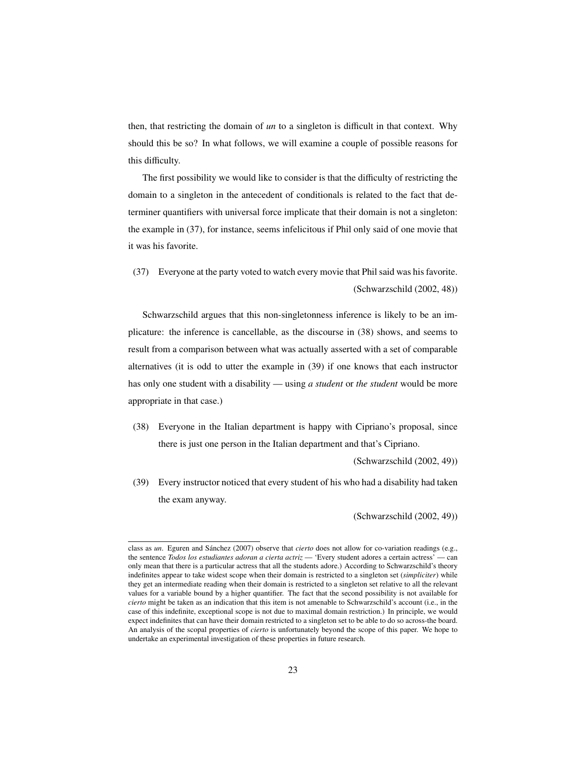then, that restricting the domain of *un* to a singleton is difficult in that context. Why should this be so? In what follows, we will examine a couple of possible reasons for this difficulty.

The first possibility we would like to consider is that the difficulty of restricting the domain to a singleton in the antecedent of conditionals is related to the fact that determiner quantifiers with universal force implicate that their domain is not a singleton: the example in (37), for instance, seems infelicitous if Phil only said of one movie that it was his favorite.

(37) Everyone at the party voted to watch every movie that Phil said was his favorite. (Schwarzschild (2002, 48))

Schwarzschild argues that this non-singletonness inference is likely to be an implicature: the inference is cancellable, as the discourse in (38) shows, and seems to result from a comparison between what was actually asserted with a set of comparable alternatives (it is odd to utter the example in (39) if one knows that each instructor has only one student with a disability — using *a student* or *the student* would be more appropriate in that case.)

(38) Everyone in the Italian department is happy with Cipriano's proposal, since there is just one person in the Italian department and that's Cipriano. (Schwarzschild (2002, 49))

(39) Every instructor noticed that every student of his who had a disability had taken the exam anyway. (Schwarzschild (2002, 49))

class as *un*. Eguren and Sánchez (2007) observe that *cierto* does not allow for co-variation readings (e.g., the sentence *Todos los estudiantes adoran a cierta actriz* — 'Every student adores a certain actress' — can only mean that there is a particular actress that all the students adore.) According to Schwarzschild's theory indefinites appear to take widest scope when their domain is restricted to a singleton set (*simpliciter*) while they get an intermediate reading when their domain is restricted to a singleton set relative to all the relevant values for a variable bound by a higher quantifier. The fact that the second possibility is not available for *cierto* might be taken as an indication that this item is not amenable to Schwarzschild's account (i.e., in the case of this indefinite, exceptional scope is not due to maximal domain restriction.) In principle, we would expect indefinites that can have their domain restricted to a singleton set to be able to do so across-the board. An analysis of the scopal properties of *cierto* is unfortunately beyond the scope of this paper. We hope to undertake an experimental investigation of these properties in future research.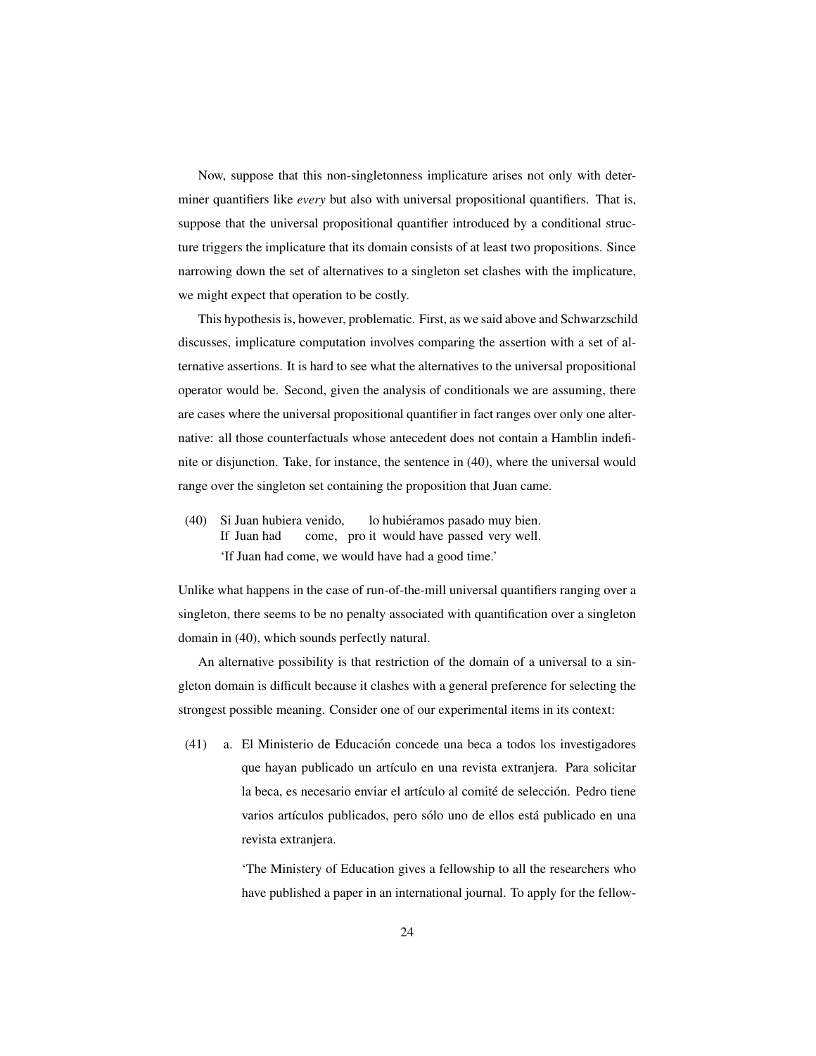Now, suppose that this non-singletonness implicature arises not only with determiner quantifiers like *every* but also with universal propositional quantifiers. That is, suppose that the universal propositional quantifier introduced by a conditional structure triggers the implicature that its domain consists of at least two propositions. Since narrowing down the set of alternatives to a singleton set clashes with the implicature, we might expect that operation to be costly.

This hypothesis is, however, problematic. First, as we said above and Schwarzschild discusses, implicature computation involves comparing the assertion with a set of alternative assertions. It is hard to see what the alternatives to the universal propositional operator would be. Second, given the analysis of conditionals we are assuming, there are cases where the universal propositional quantifier in fact ranges over only one alternative: all those counterfactuals whose antecedent does not contain a Hamblin indefinite or disjunction. Take, for instance, the sentence in (40), where the universal would range over the singleton set containing the proposition that Juan came.

(40) Si Juan hubiera venido, lo hubiéramos pasado muy bien.
If Juan had come, pro it would have passed very well.
'If Juan had come, we would have had a good time.'

Unlike what happens in the case of run-of-the-mill universal quantifiers ranging over a singleton, there seems to be no penalty associated with quantification over a singleton domain in (40), which sounds perfectly natural.

An alternative possibility is that restriction of the domain of a universal to a singleton domain is difficult because it clashes with a general preference for selecting the strongest possible meaning. Consider one of our experimental items in its context:

(41) a. El Ministerio de Educación concede una beca a todos los investigadores que hayan publicado un artículo en una revista extranjera. Para solicitar la beca, es necesario enviar el artículo al comité de selección. Pedro tiene varios artículos publicados, pero sólo uno de ellos está publicado en una revista extranjera.

'The Ministery of Education gives a fellowship to all the researchers who have published a paper in an international journal. To apply for the fellow-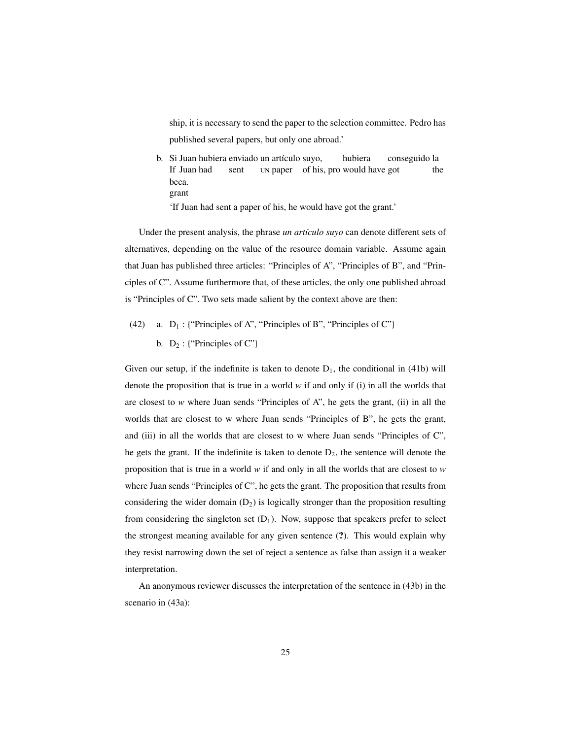ship, it is necessary to send the paper to the selection committee. Pedro has published several papers, but only one abroad.'

b. Si Juan hubiera enviado un artículo suyo, hubiera conseguido la beca.
   If Juan had sent UN paper of his, pro would have got the grant
   'If Juan had sent a paper of his, he would have got the grant.'

Under the present analysis, the phrase *un artículo suyo* can denote different sets of alternatives, depending on the value of the resource domain variable. Assume again that Juan has published three articles: "Principles of A", "Principles of B", and "Principles of C". Assume furthermore that, of these articles, the only one published abroad is "Principles of C". Two sets made salient by the context above are then:

(42) a. $D_1$ : {"Principles of A", "Principles of B", "Principles of C"}

b. $D_2$ : {"Principles of C"}

Given our setup, if the indefinite is taken to denote $D_1$, the conditional in (41b) will denote the proposition that is true in a world *w* if and only if (i) in all the worlds that are closest to *w* where Juan sends "Principles of A", he gets the grant, (ii) in all the worlds that are closest to w where Juan sends "Principles of B", he gets the grant, and (iii) in all the worlds that are closest to w where Juan sends "Principles of C", he gets the grant. If the indefinite is taken to denote $D_2$, the sentence will denote the proposition that is true in a world *w* if and only in all the worlds that are closest to *w* where Juan sends "Principles of C", he gets the grant. The proposition that results from considering the wider domain ($D_2$) is logically stronger than the proposition resulting from considering the singleton set ($D_1$). Now, suppose that speakers prefer to select the strongest meaning available for any given sentence (**?**). This would explain why they resist narrowing down the set of reject a sentence as false than assign it a weaker interpretation.

An anonymous reviewer discusses the interpretation of the sentence in (43b) in the scenario in (43a):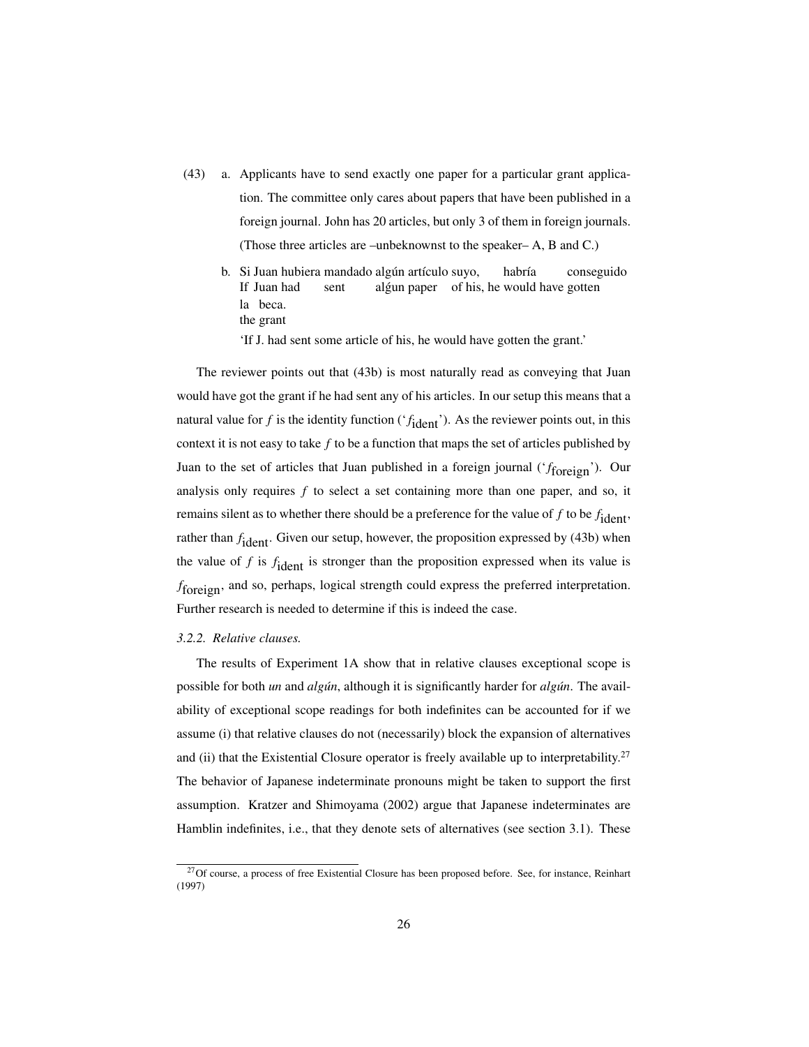(43) a. Applicants have to send exactly one paper for a particular grant application. The committee only cares about papers that have been published in a foreign journal. John has 20 articles, but only 3 of them in foreign journals. (Those three articles are –unbeknownst to the speaker– A, B and C.)

b. Si Juan hubiera mandado algún artículo suyo, habría conseguido la beca.
If Juan had sent alǵun paper of his, he would have gotten the grant
'If J. had sent some article of his, he would have gotten the grant.'

The reviewer points out that (43b) is most naturally read as conveying that Juan would have got the grant if he had sent any of his articles. In our setup this means that a natural value for $f$ is the identity function ('$f_{\text{ident}}$'). As the reviewer points out, in this context it is not easy to take $f$ to be a function that maps the set of articles published by Juan to the set of articles that Juan published in a foreign journal ('$f_{\text{foreign}}$'). Our analysis only requires $f$ to select a set containing more than one paper, and so, it remains silent as to whether there should be a preference for the value of $f$ to be $f_{\text{ident}}$, rather than $f_{\text{ident}}$. Given our setup, however, the proposition expressed by (43b) when the value of $f$ is $f_{\text{ident}}$ is stronger than the proposition expressed when its value is $f_{\text{foreign}}$, and so, perhaps, logical strength could express the preferred interpretation. Further research is needed to determine if this is indeed the case.

*3.2.2. Relative clauses.*

The results of Experiment 1A show that in relative clauses exceptional scope is possible for both *un* and *algún*, although it is significantly harder for *algún*. The availability of exceptional scope readings for both indefinites can be accounted for if we assume (i) that relative clauses do not (necessarily) block the expansion of alternatives and (ii) that the Existential Closure operator is freely available up to interpretability.[27] The behavior of Japanese indeterminate pronouns might be taken to support the first assumption. Kratzer and Shimoyama (2002) argue that Japanese indeterminates are Hamblin indefinites, i.e., that they denote sets of alternatives (see section 3.1). These

[27] Of course, a process of free Existential Closure has been proposed before. See, for instance, Reinhart (1997)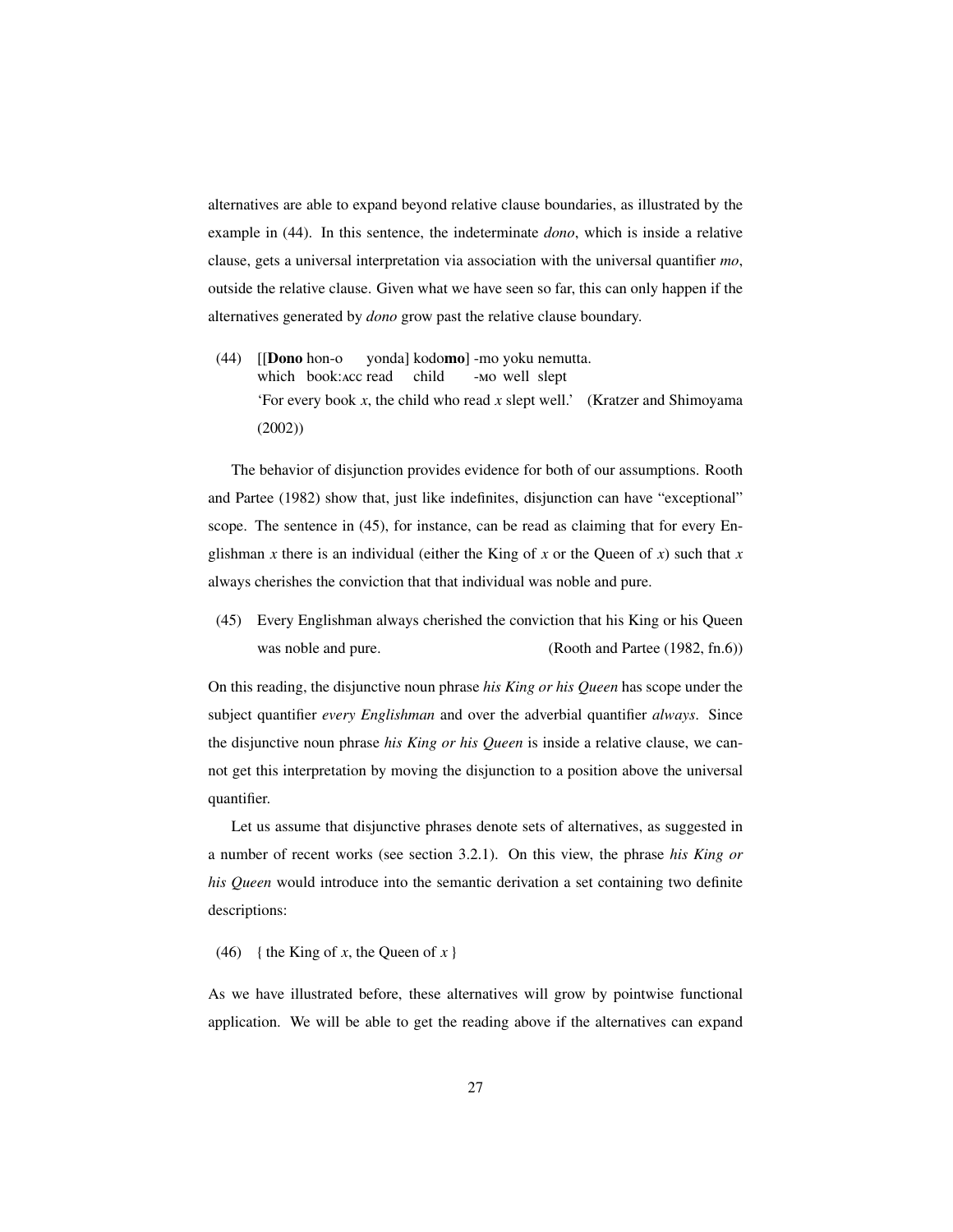alternatives are able to expand beyond relative clause boundaries, as illustrated by the example in (44). In this sentence, the indeterminate *dono*, which is inside a relative clause, gets a universal interpretation via association with the universal quantifier *mo*, outside the relative clause. Given what we have seen so far, this can only happen if the alternatives generated by *dono* grow past the relative clause boundary.

(44) [[**Dono** hon-o yonda] kodo**mo**] -mo yoku nemutta.
which book:ACC read child -MO well slept
'For every book *x*, the child who read *x* slept well.' (Kratzer and Shimoyama (2002))

The behavior of disjunction provides evidence for both of our assumptions. Rooth and Partee (1982) show that, just like indefinites, disjunction can have "exceptional" scope. The sentence in (45), for instance, can be read as claiming that for every Englishman *x* there is an individual (either the King of *x* or the Queen of *x*) such that *x* always cherishes the conviction that that individual was noble and pure.

(45) Every Englishman always cherished the conviction that his King or his Queen was noble and pure. (Rooth and Partee (1982, fn.6))

On this reading, the disjunctive noun phrase *his King or his Queen* has scope under the subject quantifier *every Englishman* and over the adverbial quantifier *always*. Since the disjunctive noun phrase *his King or his Queen* is inside a relative clause, we cannot get this interpretation by moving the disjunction to a position above the universal quantifier.

Let us assume that disjunctive phrases denote sets of alternatives, as suggested in a number of recent works (see section 3.2.1). On this view, the phrase *his King or his Queen* would introduce into the semantic derivation a set containing two definite descriptions:

(46) { the King of *x*, the Queen of *x* }

As we have illustrated before, these alternatives will grow by pointwise functional application. We will be able to get the reading above if the alternatives can expand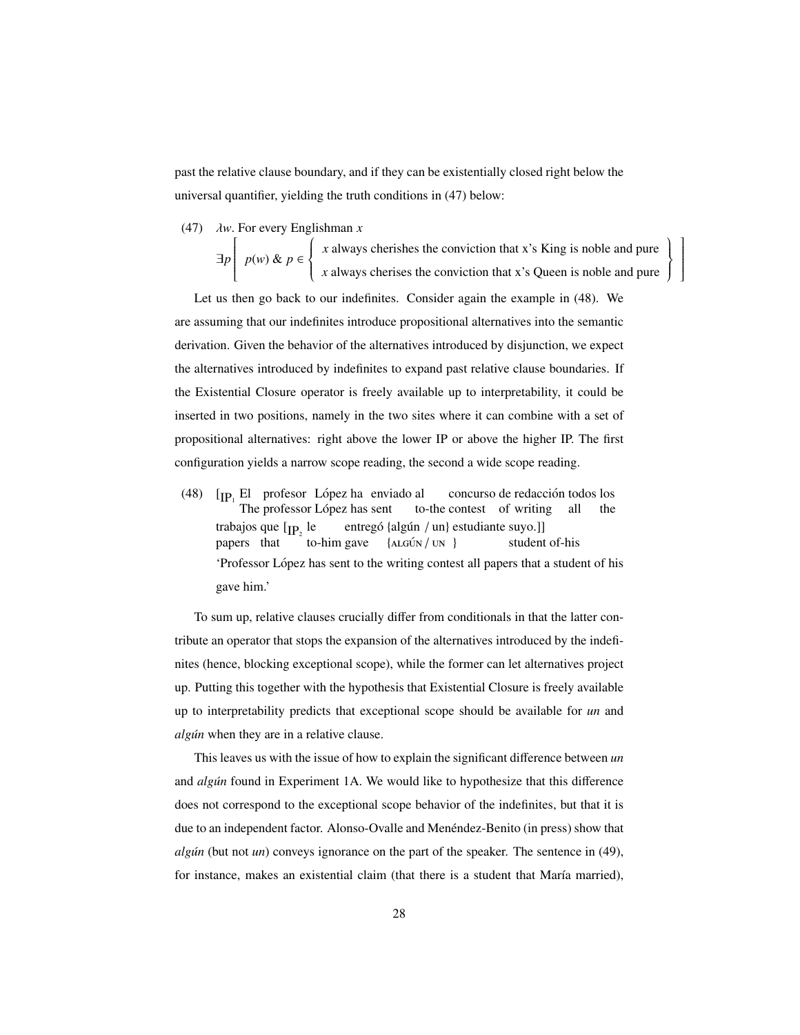past the relative clause boundary, and if they can be existentially closed right below the universal quantifier, yielding the truth conditions in (47) below:

(47) $\lambda w$. For every Englishman $x$

$$\exists p \left[ p(w) \;\&\; p \in \left\{ \begin{array}{l} x \text{ always cherishes the conviction that x's King is noble and pure} \\ x \text{ always cherises the conviction that x's Queen is noble and pure} \end{array} \right\} \right]$$

Let us then go back to our indefinites. Consider again the example in (48). We are assuming that our indefinites introduce propositional alternatives into the semantic derivation. Given the behavior of the alternatives introduced by disjunction, we expect the alternatives introduced by indefinites to expand past relative clause boundaries. If the Existential Closure operator is freely available up to interpretability, it could be inserted in two positions, namely in the two sites where it can combine with a set of propositional alternatives: right above the lower IP or above the higher IP. The first configuration yields a narrow scope reading, the second a wide scope reading.

(48) [$_{\text{IP}_1}$ El profesor López ha enviado al concurso de redacción todos los
The professor López has sent to-the contest of writing all the
trabajos que [$_{\text{IP}_2}$ le entregó {algún / un} estudiante suyo.]]
papers that to-him gave {ALGÚN / UN} student of-his
'Professor López has sent to the writing contest all papers that a student of his gave him.'

To sum up, relative clauses crucially differ from conditionals in that the latter contribute an operator that stops the expansion of the alternatives introduced by the indefinites (hence, blocking exceptional scope), while the former can let alternatives project up. Putting this together with the hypothesis that Existential Closure is freely available up to interpretability predicts that exceptional scope should be available for *un* and *algún* when they are in a relative clause.

This leaves us with the issue of how to explain the significant difference between *un* and *algún* found in Experiment 1A. We would like to hypothesize that this difference does not correspond to the exceptional scope behavior of the indefinites, but that it is due to an independent factor. Alonso-Ovalle and Menéndez-Benito (in press) show that *algún* (but not *un*) conveys ignorance on the part of the speaker. The sentence in (49), for instance, makes an existential claim (that there is a student that María married),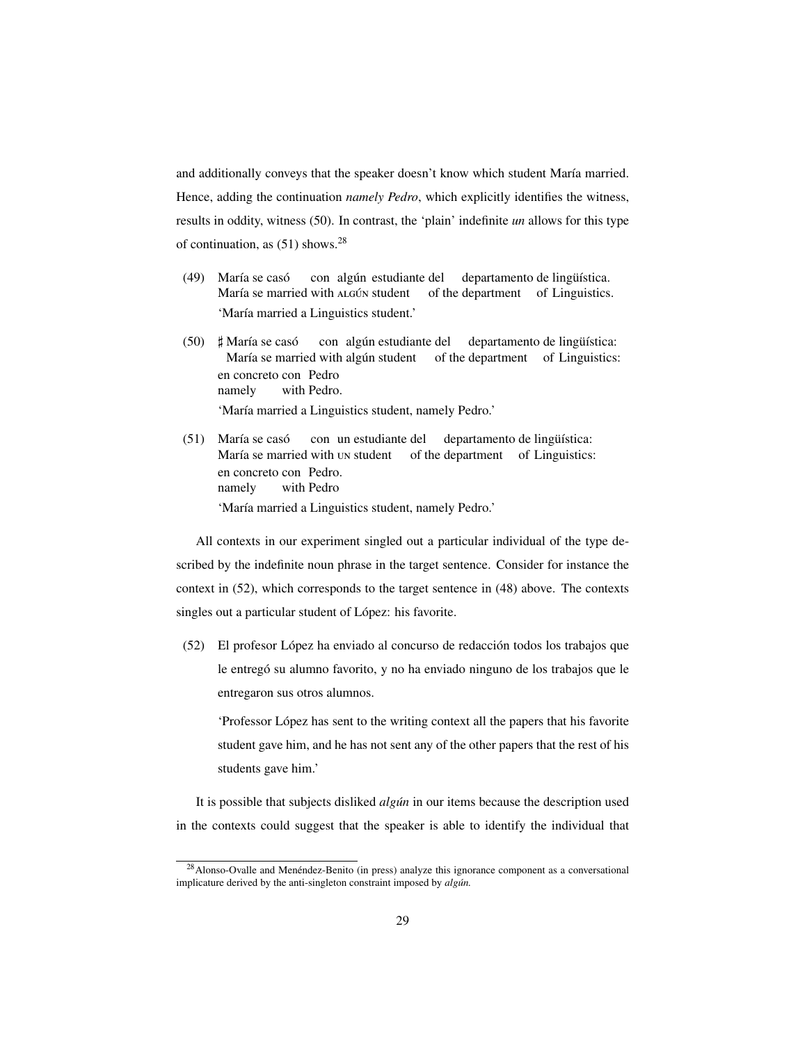and additionally conveys that the speaker doesn't know which student María married. Hence, adding the continuation *namely Pedro*, which explicitly identifies the witness, results in oddity, witness (50). In contrast, the 'plain' indefinite *un* allows for this type of continuation, as (51) shows.[28]

(49) María se casó con algún estudiante del departamento de lingüística.
María se married with ALGÚN student of the department of Linguistics.
'María married a Linguistics student.'

(50) ♯ María se casó con algún estudiante del departamento de lingüística: en concreto con Pedro
María se married with algún student of the department of Linguistics: namely with Pedro.
'María married a Linguistics student, namely Pedro.'

(51) María se casó con un estudiante del departamento de lingüística: en concreto con Pedro.
María se married with UN student of the department of Linguistics: namely with Pedro
'María married a Linguistics student, namely Pedro.'

All contexts in our experiment singled out a particular individual of the type described by the indefinite noun phrase in the target sentence. Consider for instance the context in (52), which corresponds to the target sentence in (48) above. The contexts singles out a particular student of López: his favorite.

(52) El profesor López ha enviado al concurso de redacción todos los trabajos que le entregó su alumno favorito, y no ha enviado ninguno de los trabajos que le entregaron sus otros alumnos.

'Professor López has sent to the writing context all the papers that his favorite student gave him, and he has not sent any of the other papers that the rest of his students gave him.'

It is possible that subjects disliked *algún* in our items because the description used in the contexts could suggest that the speaker is able to identify the individual that

[28] Alonso-Ovalle and Menéndez-Benito (in press) analyze this ignorance component as a conversational implicature derived by the anti-singleton constraint imposed by *algún*.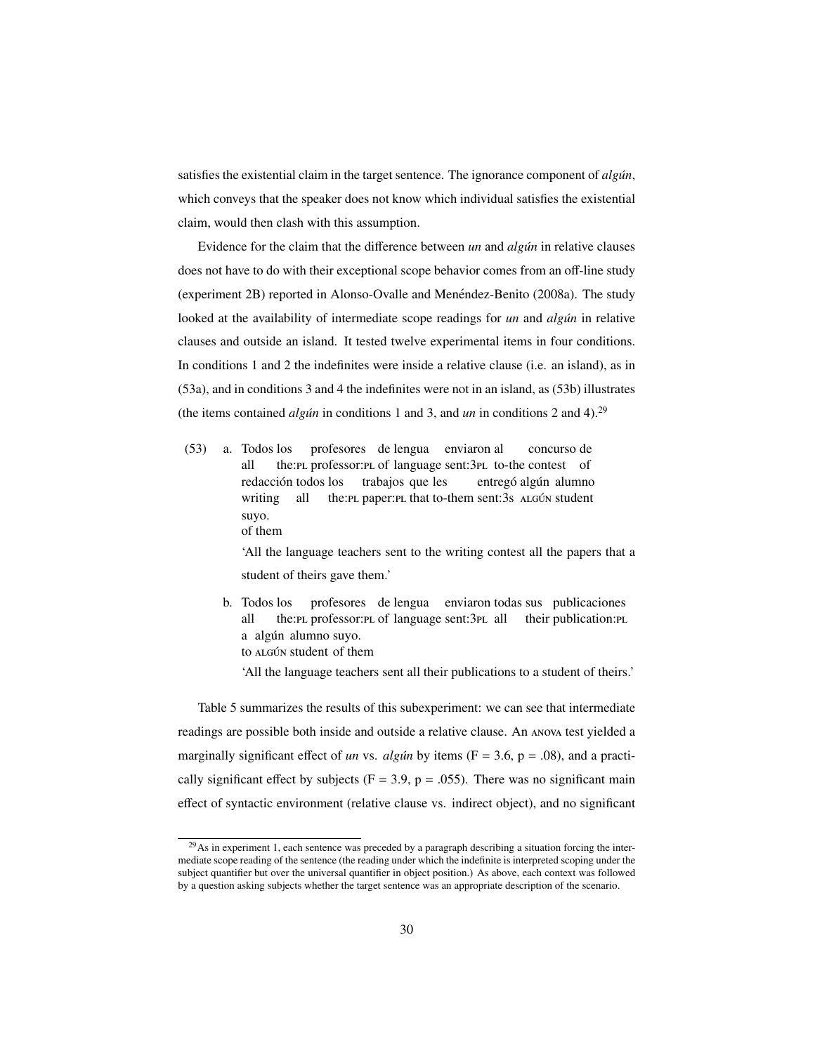satisfies the existential claim in the target sentence. The ignorance component of *algún*, which conveys that the speaker does not know which individual satisfies the existential claim, would then clash with this assumption.

Evidence for the claim that the difference between *un* and *algún* in relative clauses does not have to do with their exceptional scope behavior comes from an off-line study (experiment 2B) reported in Alonso-Ovalle and Menéndez-Benito (2008a). The study looked at the availability of intermediate scope readings for *un* and *algún* in relative clauses and outside an island. It tested twelve experimental items in four conditions. In conditions 1 and 2 the indefinites were inside a relative clause (i.e. an island), as in (53a), and in conditions 3 and 4 the indefinites were not in an island, as (53b) illustrates (the items contained *algún* in conditions 1 and 3, and *un* in conditions 2 and 4).[29]

(53) a. Todos los profesores de lengua enviaron al concurso de
all the:PL professor:PL of language sent:3PL to-the contest of
redacción todos los trabajos que les entregó algún alumno
writing all the:PL paper:PL that to-them sent:3S ALGÚN student
suyo.
of them

'All the language teachers sent to the writing contest all the papers that a student of theirs gave them.'

b. Todos los profesores de lengua enviaron todas sus publicaciones
all the:PL professor:PL of language sent:3PL all their publication:PL
a algún alumno suyo.
to ALGÚN student of them

'All the language teachers sent all their publications to a student of theirs.'

Table 5 summarizes the results of this subexperiment: we can see that intermediate readings are possible both inside and outside a relative clause. An ANOVA test yielded a marginally significant effect of *un* vs. *algún* by items ($F = 3.6$, $p = .08$), and a practically significant effect by subjects ($F = 3.9$, $p = .055$). There was no significant main effect of syntactic environment (relative clause vs. indirect object), and no significant

[29] As in experiment 1, each sentence was preceded by a paragraph describing a situation forcing the intermediate scope reading of the sentence (the reading under which the indefinite is interpreted scoping under the subject quantifier but over the universal quantifier in object position.) As above, each context was followed by a question asking subjects whether the target sentence was an appropriate description of the scenario.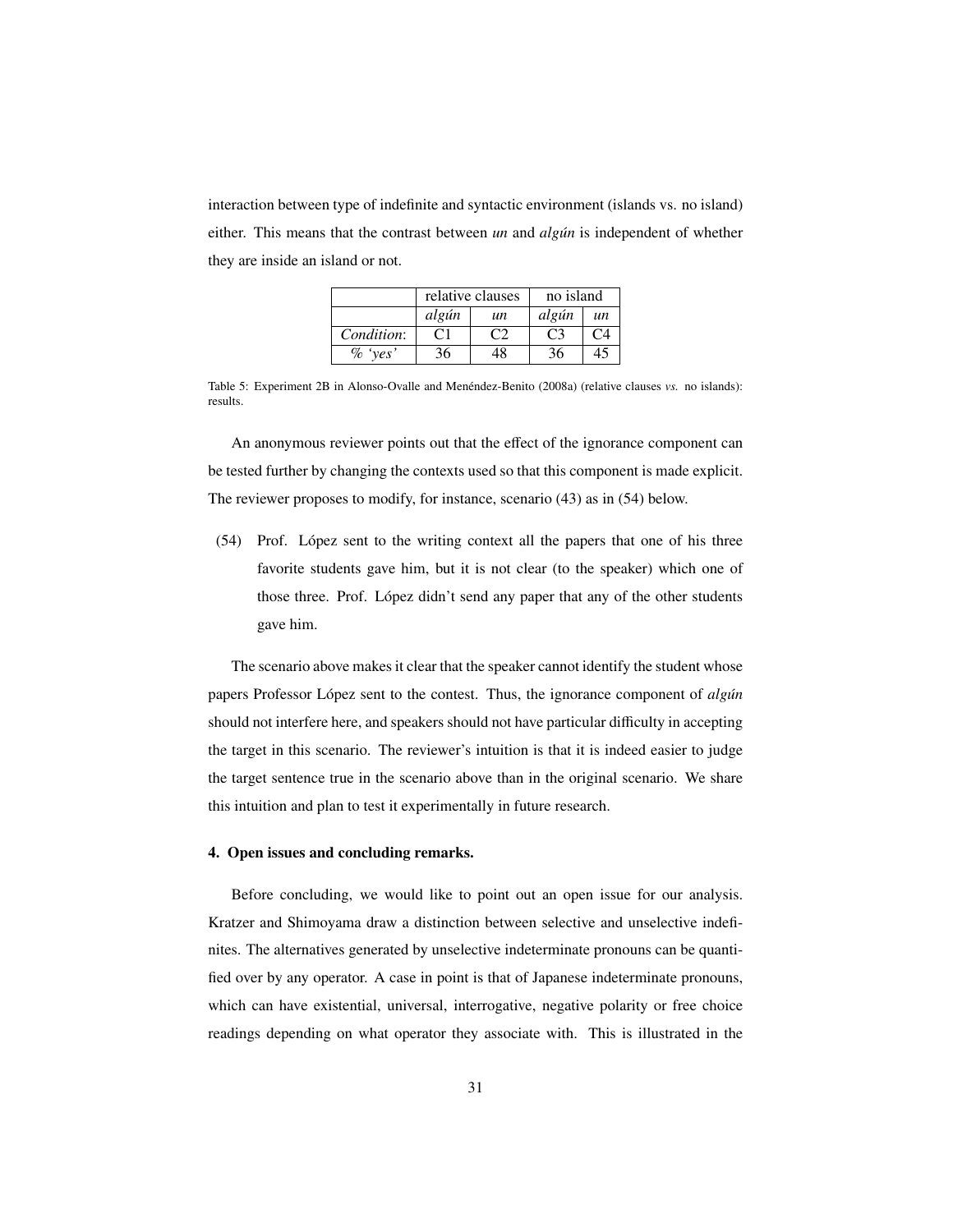interaction between type of indefinite and syntactic environment (islands vs. no island) either. This means that the contrast between *un* and *algún* is independent of whether they are inside an island or not.

| | relative clauses | | no island | |
|---|---|---|---|---|
| | *algún* | *un* | *algún* | *un* |
| *Condition*: | C1 | C2 | C3 | C4 |
| *% 'yes'* | 36 | 48 | 36 | 45 |

Table 5: Experiment 2B in Alonso-Ovalle and Menéndez-Benito (2008a) (relative clauses *vs.* no islands): results.

An anonymous reviewer points out that the effect of the ignorance component can be tested further by changing the contexts used so that this component is made explicit. The reviewer proposes to modify, for instance, scenario (43) as in (54) below.

(54) Prof. López sent to the writing context all the papers that one of his three favorite students gave him, but it is not clear (to the speaker) which one of those three. Prof. López didn't send any paper that any of the other students gave him.

The scenario above makes it clear that the speaker cannot identify the student whose papers Professor López sent to the contest. Thus, the ignorance component of *algún* should not interfere here, and speakers should not have particular difficulty in accepting the target in this scenario. The reviewer's intuition is that it is indeed easier to judge the target sentence true in the scenario above than in the original scenario. We share this intuition and plan to test it experimentally in future research.

#### 4. Open issues and concluding remarks.

Before concluding, we would like to point out an open issue for our analysis. Kratzer and Shimoyama draw a distinction between selective and unselective indefinites. The alternatives generated by unselective indeterminate pronouns can be quantified over by any operator. A case in point is that of Japanese indeterminate pronouns, which can have existential, universal, interrogative, negative polarity or free choice readings depending on what operator they associate with. This is illustrated in the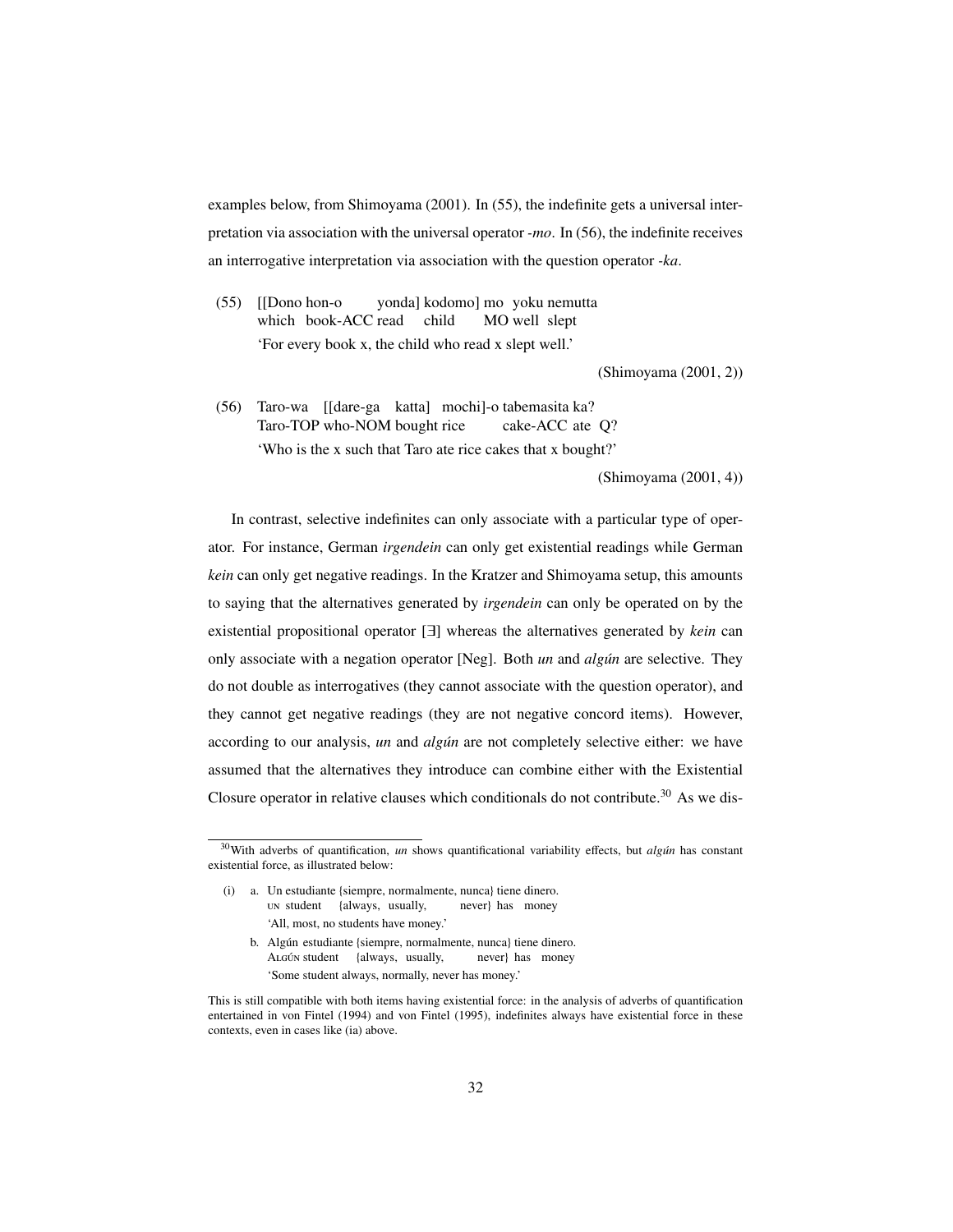examples below, from Shimoyama (2001). In (55), the indefinite gets a universal interpretation via association with the universal operator *-mo*. In (56), the indefinite receives an interrogative interpretation via association with the question operator *-ka*.

(55) [[Dono hon-o yonda] kodomo] mo yoku nemutta
which book-ACC read child MO well slept
'For every book x, the child who read x slept well.'

(Shimoyama (2001, 2))

(56) Taro-wa [[dare-ga katta] mochi]-o tabemasita ka?
Taro-TOP who-NOM bought rice cake-ACC ate Q?
'Who is the x such that Taro ate rice cakes that x bought?'

(Shimoyama (2001, 4))

In contrast, selective indefinites can only associate with a particular type of operator. For instance, German *irgendein* can only get existential readings while German *kein* can only get negative readings. In the Kratzer and Shimoyama setup, this amounts to saying that the alternatives generated by *irgendein* can only be operated on by the existential propositional operator [∃] whereas the alternatives generated by *kein* can only associate with a negation operator [Neg]. Both *un* and *algún* are selective. They do not double as interrogatives (they cannot associate with the question operator), and they cannot get negative readings (they are not negative concord items). However, according to our analysis, *un* and *algún* are not completely selective either: we have assumed that the alternatives they introduce can combine either with the Existential Closure operator in relative clauses which conditionals do not contribute.[30] As we dis-

---

[30] With adverbs of quantification, *un* shows quantificational variability effects, but *algún* has constant existential force, as illustrated below:

(i) a. Un estudiante {siempre, normalmente, nunca} tiene dinero.
UN student {always, usually, never} has money
'All, most, no students have money.'

b. Algún estudiante {siempre, normalmente, nunca} tiene dinero.
ALGÚN student {always, usually, never} has money
'Some student always, normally, never has money.'

This is still compatible with both items having existential force: in the analysis of adverbs of quantification entertained in von Fintel (1994) and von Fintel (1995), indefinites always have existential force in these contexts, even in cases like (ia) above.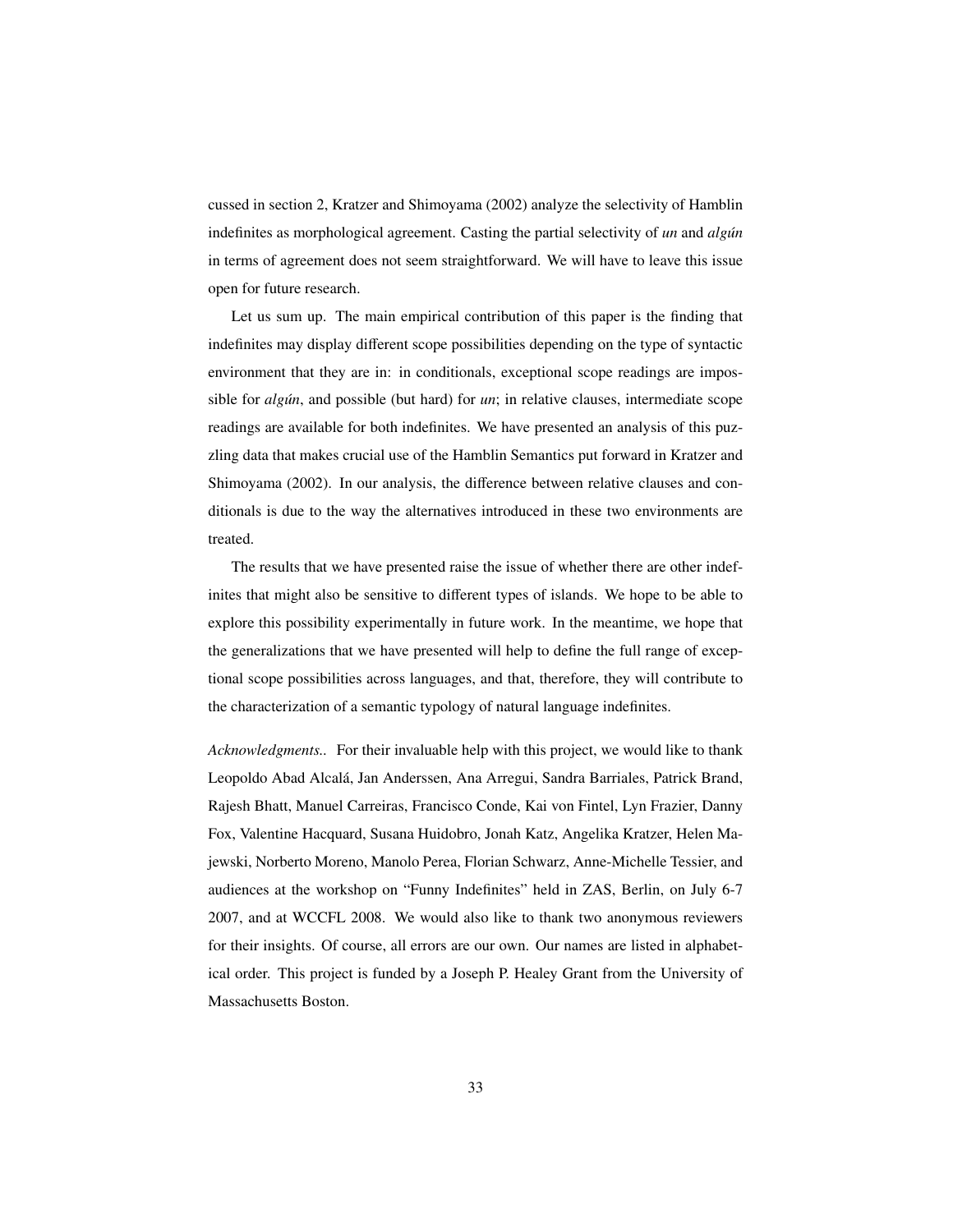cussed in section 2, Kratzer and Shimoyama (2002) analyze the selectivity of Hamblin indefinites as morphological agreement. Casting the partial selectivity of *un* and *algún* in terms of agreement does not seem straightforward. We will have to leave this issue open for future research.

Let us sum up. The main empirical contribution of this paper is the finding that indefinites may display different scope possibilities depending on the type of syntactic environment that they are in: in conditionals, exceptional scope readings are impossible for *algún*, and possible (but hard) for *un*; in relative clauses, intermediate scope readings are available for both indefinites. We have presented an analysis of this puzzling data that makes crucial use of the Hamblin Semantics put forward in Kratzer and Shimoyama (2002). In our analysis, the difference between relative clauses and conditionals is due to the way the alternatives introduced in these two environments are treated.

The results that we have presented raise the issue of whether there are other indefinites that might also be sensitive to different types of islands. We hope to be able to explore this possibility experimentally in future work. In the meantime, we hope that the generalizations that we have presented will help to define the full range of exceptional scope possibilities across languages, and that, therefore, they will contribute to the characterization of a semantic typology of natural language indefinites.

*Acknowledgments..* For their invaluable help with this project, we would like to thank Leopoldo Abad Alcalá, Jan Anderssen, Ana Arregui, Sandra Barriales, Patrick Brand, Rajesh Bhatt, Manuel Carreiras, Francisco Conde, Kai von Fintel, Lyn Frazier, Danny Fox, Valentine Hacquard, Susana Huidobro, Jonah Katz, Angelika Kratzer, Helen Majewski, Norberto Moreno, Manolo Perea, Florian Schwarz, Anne-Michelle Tessier, and audiences at the workshop on "Funny Indefinites" held in ZAS, Berlin, on July 6-7 2007, and at WCCFL 2008. We would also like to thank two anonymous reviewers for their insights. Of course, all errors are our own. Our names are listed in alphabetical order. This project is funded by a Joseph P. Healey Grant from the University of Massachusetts Boston.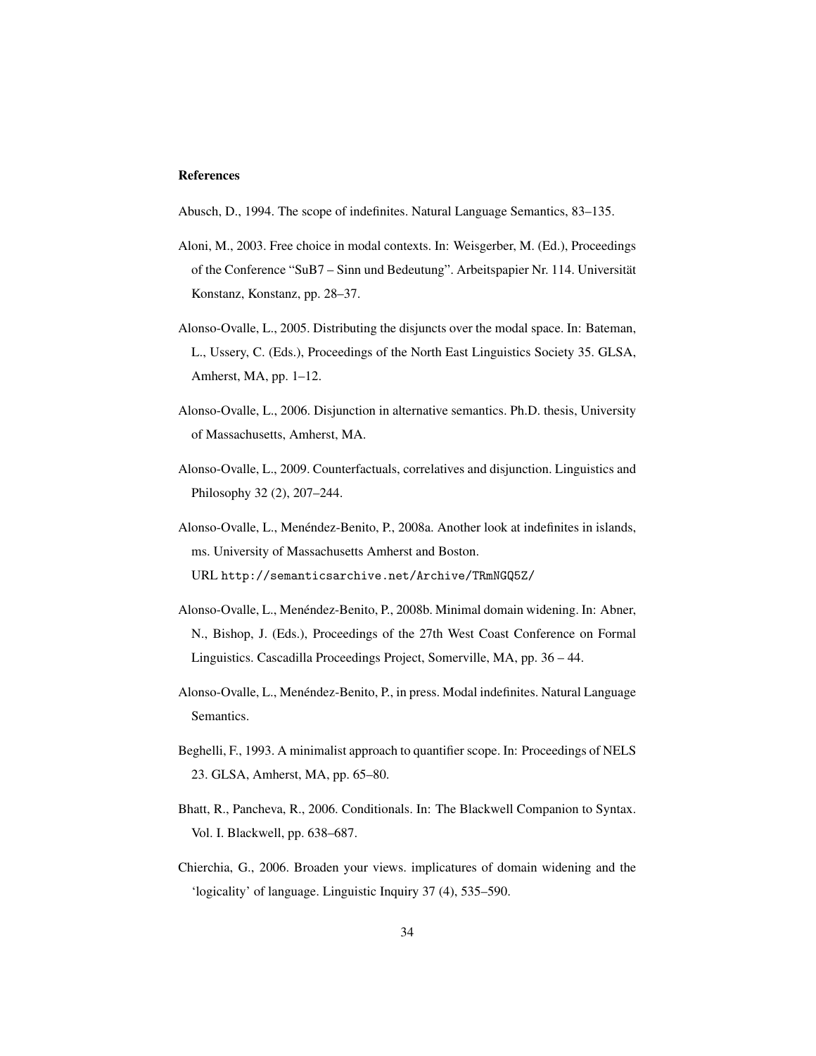## References

Abusch, D., 1994. The scope of indefinites. Natural Language Semantics, 83–135.

Aloni, M., 2003. Free choice in modal contexts. In: Weisgerber, M. (Ed.), Proceedings of the Conference "SuB7 – Sinn und Bedeutung". Arbeitspapier Nr. 114. Universität Konstanz, Konstanz, pp. 28–37.

Alonso-Ovalle, L., 2005. Distributing the disjuncts over the modal space. In: Bateman, L., Ussery, C. (Eds.), Proceedings of the North East Linguistics Society 35. GLSA, Amherst, MA, pp. 1–12.

Alonso-Ovalle, L., 2006. Disjunction in alternative semantics. Ph.D. thesis, University of Massachusetts, Amherst, MA.

Alonso-Ovalle, L., 2009. Counterfactuals, correlatives and disjunction. Linguistics and Philosophy 32 (2), 207–244.

Alonso-Ovalle, L., Menéndez-Benito, P., 2008a. Another look at indefinites in islands, ms. University of Massachusetts Amherst and Boston.
URL http://semanticsarchive.net/Archive/TRmNGQ5Z/

Alonso-Ovalle, L., Menéndez-Benito, P., 2008b. Minimal domain widening. In: Abner, N., Bishop, J. (Eds.), Proceedings of the 27th West Coast Conference on Formal Linguistics. Cascadilla Proceedings Project, Somerville, MA, pp. 36 – 44.

Alonso-Ovalle, L., Menéndez-Benito, P., in press. Modal indefinites. Natural Language Semantics.

Beghelli, F., 1993. A minimalist approach to quantifier scope. In: Proceedings of NELS 23. GLSA, Amherst, MA, pp. 65–80.

Bhatt, R., Pancheva, R., 2006. Conditionals. In: The Blackwell Companion to Syntax. Vol. I. Blackwell, pp. 638–687.

Chierchia, G., 2006. Broaden your views. implicatures of domain widening and the 'logicality' of language. Linguistic Inquiry 37 (4), 535–590.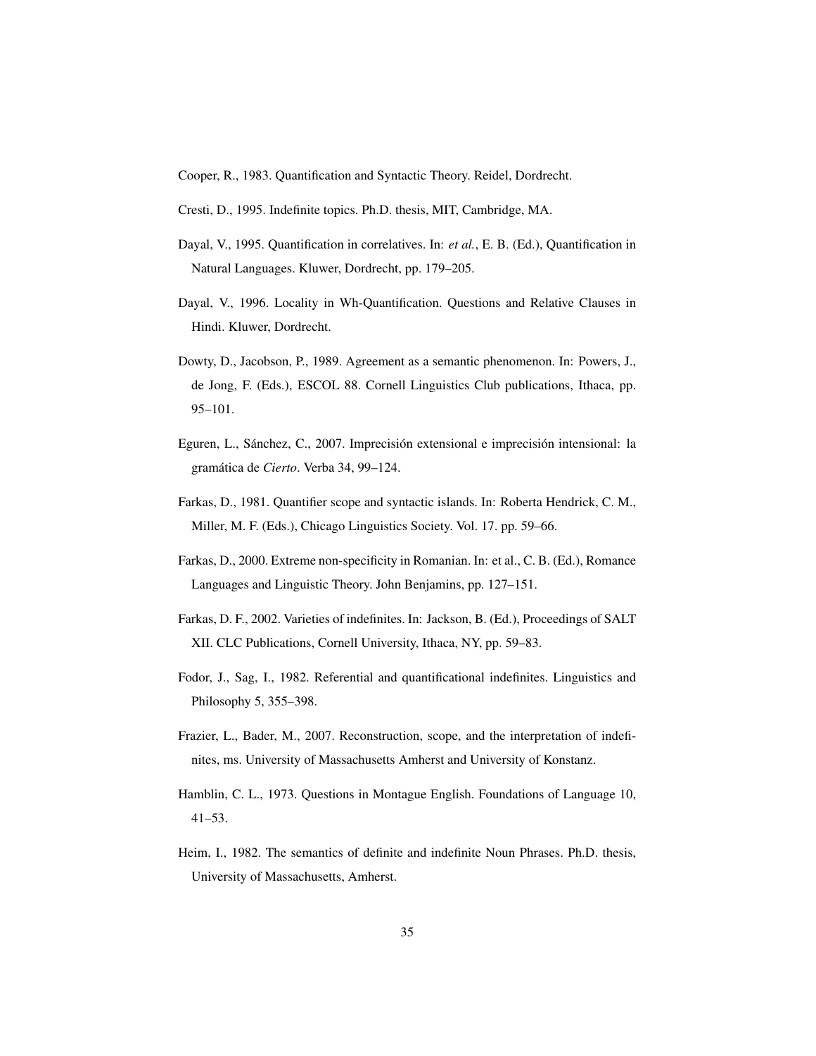Cooper, R., 1983. Quantification and Syntactic Theory. Reidel, Dordrecht.

Cresti, D., 1995. Indefinite topics. Ph.D. thesis, MIT, Cambridge, MA.

Dayal, V., 1995. Quantification in correlatives. In: *et al.*, E. B. (Ed.), Quantification in Natural Languages. Kluwer, Dordrecht, pp. 179–205.

Dayal, V., 1996. Locality in Wh-Quantification. Questions and Relative Clauses in Hindi. Kluwer, Dordrecht.

Dowty, D., Jacobson, P., 1989. Agreement as a semantic phenomenon. In: Powers, J., de Jong, F. (Eds.), ESCOL 88. Cornell Linguistics Club publications, Ithaca, pp. 95–101.

Eguren, L., Sánchez, C., 2007. Imprecisión extensional e imprecisión intensional: la gramática de *Cierto*. Verba 34, 99–124.

Farkas, D., 1981. Quantifier scope and syntactic islands. In: Roberta Hendrick, C. M., Miller, M. F. (Eds.), Chicago Linguistics Society. Vol. 17. pp. 59–66.

Farkas, D., 2000. Extreme non-specificity in Romanian. In: et al., C. B. (Ed.), Romance Languages and Linguistic Theory. John Benjamins, pp. 127–151.

Farkas, D. F., 2002. Varieties of indefinites. In: Jackson, B. (Ed.), Proceedings of SALT XII. CLC Publications, Cornell University, Ithaca, NY, pp. 59–83.

Fodor, J., Sag, I., 1982. Referential and quantificational indefinites. Linguistics and Philosophy 5, 355–398.

Frazier, L., Bader, M., 2007. Reconstruction, scope, and the interpretation of indefinites, ms. University of Massachusetts Amherst and University of Konstanz.

Hamblin, C. L., 1973. Questions in Montague English. Foundations of Language 10, 41–53.

Heim, I., 1982. The semantics of definite and indefinite Noun Phrases. Ph.D. thesis, University of Massachusetts, Amherst.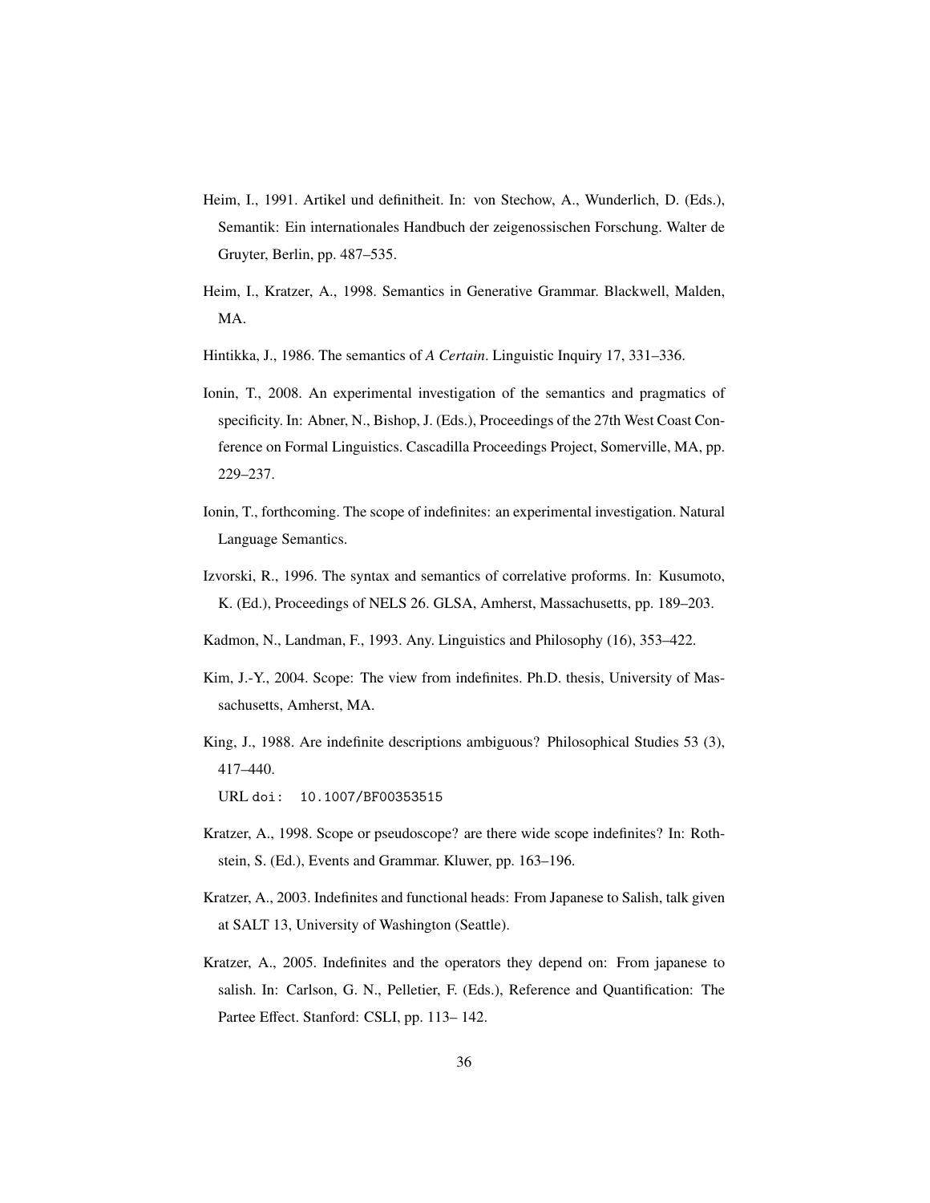Heim, I., 1991. Artikel und definitheit. In: von Stechow, A., Wunderlich, D. (Eds.), Semantik: Ein internationales Handbuch der zeigenossischen Forschung. Walter de Gruyter, Berlin, pp. 487–535.

Heim, I., Kratzer, A., 1998. Semantics in Generative Grammar. Blackwell, Malden, MA.

Hintikka, J., 1986. The semantics of *A Certain*. Linguistic Inquiry 17, 331–336.

Ionin, T., 2008. An experimental investigation of the semantics and pragmatics of specificity. In: Abner, N., Bishop, J. (Eds.), Proceedings of the 27th West Coast Conference on Formal Linguistics. Cascadilla Proceedings Project, Somerville, MA, pp. 229–237.

Ionin, T., forthcoming. The scope of indefinites: an experimental investigation. Natural Language Semantics.

Izvorski, R., 1996. The syntax and semantics of correlative proforms. In: Kusumoto, K. (Ed.), Proceedings of NELS 26. GLSA, Amherst, Massachusetts, pp. 189–203.

Kadmon, N., Landman, F., 1993. Any. Linguistics and Philosophy (16), 353–422.

Kim, J.-Y., 2004. Scope: The view from indefinites. Ph.D. thesis, University of Massachusetts, Amherst, MA.

King, J., 1988. Are indefinite descriptions ambiguous? Philosophical Studies 53 (3), 417–440.
URL `doi: 10.1007/BF00353515`

Kratzer, A., 1998. Scope or pseudoscope? are there wide scope indefinites? In: Rothstein, S. (Ed.), Events and Grammar. Kluwer, pp. 163–196.

Kratzer, A., 2003. Indefinites and functional heads: From Japanese to Salish, talk given at SALT 13, University of Washington (Seattle).

Kratzer, A., 2005. Indefinites and the operators they depend on: From japanese to salish. In: Carlson, G. N., Pelletier, F. (Eds.), Reference and Quantification: The Partee Effect. Stanford: CSLI, pp. 113– 142.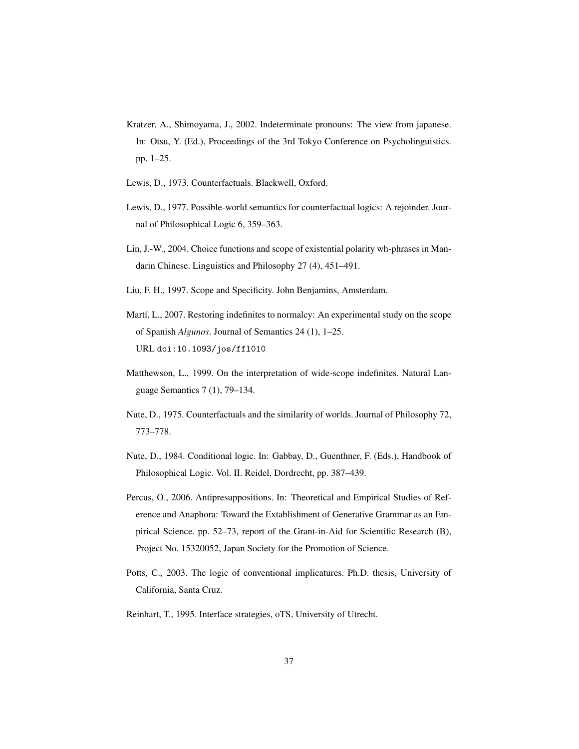Kratzer, A., Shimoyama, J., 2002. Indeterminate pronouns: The view from japanese. In: Otsu, Y. (Ed.), Proceedings of the 3rd Tokyo Conference on Psycholinguistics. pp. 1–25.

Lewis, D., 1973. Counterfactuals. Blackwell, Oxford.

Lewis, D., 1977. Possible-world semantics for counterfactual logics: A rejoinder. Journal of Philosophical Logic 6, 359–363.

Lin, J.-W., 2004. Choice functions and scope of existential polarity wh-phrases in Mandarin Chinese. Linguistics and Philosophy 27 (4), 451–491.

Liu, F. H., 1997. Scope and Specificity. John Benjamins, Amsterdam.

Martí, L., 2007. Restoring indefinites to normalcy: An experimental study on the scope of Spanish *Algunos*. Journal of Semantics 24 (1), 1–25.
URL `doi:10.1093/jos/ffl010`

Matthewson, L., 1999. On the interpretation of wide-scope indefinites. Natural Language Semantics 7 (1), 79–134.

Nute, D., 1975. Counterfactuals and the similarity of worlds. Journal of Philosophy 72, 773–778.

Nute, D., 1984. Conditional logic. In: Gabbay, D., Guenthner, F. (Eds.), Handbook of Philosophical Logic. Vol. II. Reidel, Dordrecht, pp. 387–439.

Percus, O., 2006. Antipresuppositions. In: Theoretical and Empirical Studies of Reference and Anaphora: Toward the Extablishment of Generative Grammar as an Empirical Science. pp. 52–73, report of the Grant-in-Aid for Scientific Research (B), Project No. 15320052, Japan Society for the Promotion of Science.

Potts, C., 2003. The logic of conventional implicatures. Ph.D. thesis, University of California, Santa Cruz.

Reinhart, T., 1995. Interface strategies, oTS, University of Utrecht.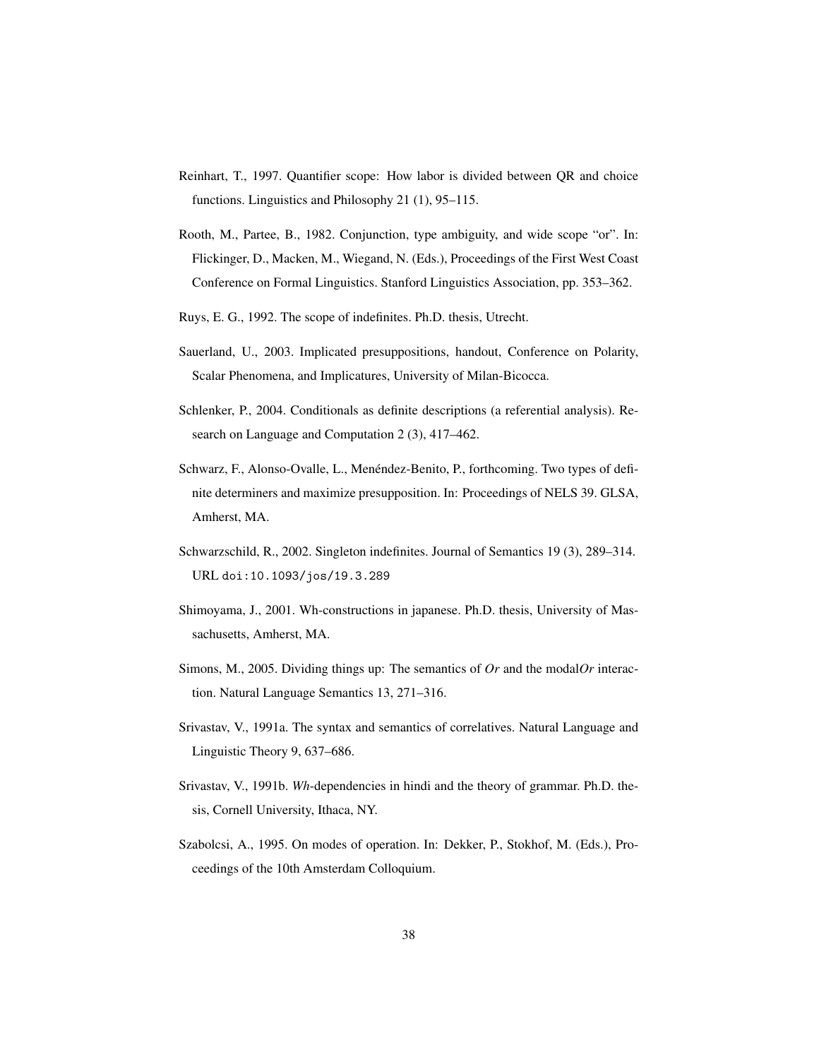Reinhart, T., 1997. Quantifier scope: How labor is divided between QR and choice functions. Linguistics and Philosophy 21 (1), 95–115.

Rooth, M., Partee, B., 1982. Conjunction, type ambiguity, and wide scope "or". In: Flickinger, D., Macken, M., Wiegand, N. (Eds.), Proceedings of the First West Coast Conference on Formal Linguistics. Stanford Linguistics Association, pp. 353–362.

Ruys, E. G., 1992. The scope of indefinites. Ph.D. thesis, Utrecht.

Sauerland, U., 2003. Implicated presuppositions, handout, Conference on Polarity, Scalar Phenomena, and Implicatures, University of Milan-Bicocca.

Schlenker, P., 2004. Conditionals as definite descriptions (a referential analysis). Research on Language and Computation 2 (3), 417–462.

Schwarz, F., Alonso-Ovalle, L., Menéndez-Benito, P., forthcoming. Two types of definite determiners and maximize presupposition. In: Proceedings of NELS 39. GLSA, Amherst, MA.

Schwarzschild, R., 2002. Singleton indefinites. Journal of Semantics 19 (3), 289–314. URL `doi:10.1093/jos/19.3.289`

Shimoyama, J., 2001. Wh-constructions in japanese. Ph.D. thesis, University of Massachusetts, Amherst, MA.

Simons, M., 2005. Dividing things up: The semantics of *Or* and the modal*Or* interaction. Natural Language Semantics 13, 271–316.

Srivastav, V., 1991a. The syntax and semantics of correlatives. Natural Language and Linguistic Theory 9, 637–686.

Srivastav, V., 1991b. *Wh*-dependencies in hindi and the theory of grammar. Ph.D. thesis, Cornell University, Ithaca, NY.

Szabolcsi, A., 1995. On modes of operation. In: Dekker, P., Stokhof, M. (Eds.), Proceedings of the 10th Amsterdam Colloquium.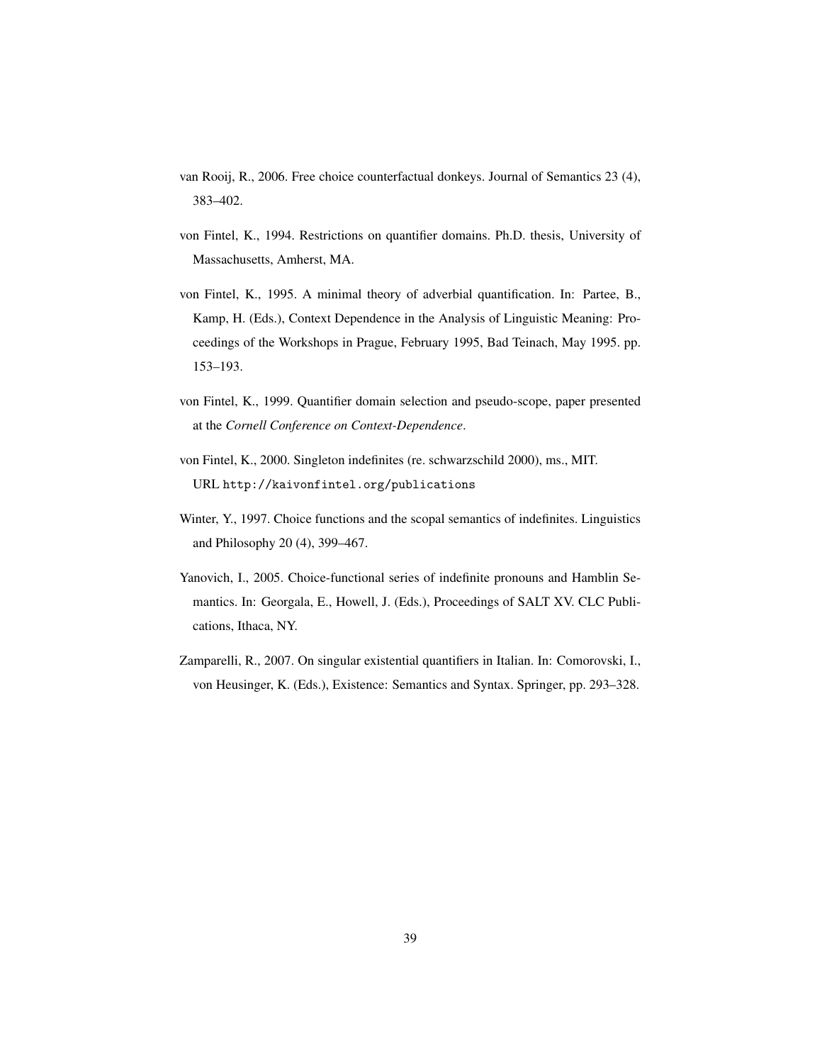van Rooij, R., 2006. Free choice counterfactual donkeys. Journal of Semantics 23 (4), 383–402.

von Fintel, K., 1994. Restrictions on quantifier domains. Ph.D. thesis, University of Massachusetts, Amherst, MA.

von Fintel, K., 1995. A minimal theory of adverbial quantification. In: Partee, B., Kamp, H. (Eds.), Context Dependence in the Analysis of Linguistic Meaning: Proceedings of the Workshops in Prague, February 1995, Bad Teinach, May 1995. pp. 153–193.

von Fintel, K., 1999. Quantifier domain selection and pseudo-scope, paper presented at the *Cornell Conference on Context-Dependence*.

von Fintel, K., 2000. Singleton indefinites (re. schwarzschild 2000), ms., MIT. URL `http://kaivonfintel.org/publications`

Winter, Y., 1997. Choice functions and the scopal semantics of indefinites. Linguistics and Philosophy 20 (4), 399–467.

Yanovich, I., 2005. Choice-functional series of indefinite pronouns and Hamblin Semantics. In: Georgala, E., Howell, J. (Eds.), Proceedings of SALT XV. CLC Publications, Ithaca, NY.

Zamparelli, R., 2007. On singular existential quantifiers in Italian. In: Comorovski, I., von Heusinger, K. (Eds.), Existence: Semantics and Syntax. Springer, pp. 293–328.